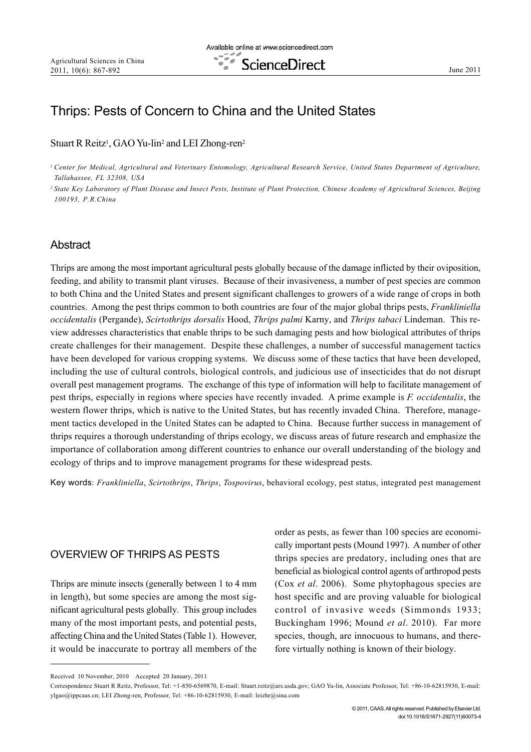# Thrips: Pests of Concern to China and the United States

Stuart R Reitz[1], GAO Yu-lin[2] and LEI Zhong-ren[2]

[1] *Center for Medical, Agricultural and Veterinary Entomology, Agricultural Research Service, United States Department of Agriculture, Tallahassee, FL 32308, USA*

[2] *State Key Laboratory of Plant Disease and Insect Pests, Institute of Plant Protection, Chinese Academy of Agricultural Sciences, Beijing 100193, P.R.China*

## Abstract

Thrips are among the most important agricultural pests globally because of the damage inflicted by their oviposition, feeding, and ability to transmit plant viruses. Because of their invasiveness, a number of pest species are common to both China and the United States and present significant challenges to growers of a wide range of crops in both countries. Among the pest thrips common to both countries are four of the major global thrips pests, *Frankliniella occidentalis* (Pergande), *Scirtothrips dorsalis* Hood, *Thrips palmi* Karny, and *Thrips tabaci* Lindeman. This review addresses characteristics that enable thrips to be such damaging pests and how biological attributes of thrips create challenges for their management. Despite these challenges, a number of successful management tactics have been developed for various cropping systems. We discuss some of these tactics that have been developed, including the use of cultural controls, biological controls, and judicious use of insecticides that do not disrupt overall pest management programs. The exchange of this type of information will help to facilitate management of pest thrips, especially in regions where species have recently invaded. A prime example is *F. occidentalis*, the western flower thrips, which is native to the United States, but has recently invaded China. Therefore, management tactics developed in the United States can be adapted to China. Because further success in management of thrips requires a thorough understanding of thrips ecology, we discuss areas of future research and emphasize the importance of collaboration among different countries to enhance our overall understanding of the biology and ecology of thrips and to improve management programs for these widespread pests.

Key words: *Frankliniella*, *Scirtothrips*, *Thrips*, *Tospovirus*, behavioral ecology, pest status, integrated pest management

## OVERVIEW OF THRIPS AS PESTS

Thrips are minute insects (generally between 1 to 4 mm in length), but some species are among the most significant agricultural pests globally. This group includes many of the most important pests, and potential pests, affecting China and the United States (Table 1). However, it would be inaccurate to portray all members of the order as pests, as fewer than 100 species are economically important pests (Mound 1997). A number of other thrips species are predatory, including ones that are beneficial as biological control agents of arthropod pests (Cox *et al*. 2006). Some phytophagous species are host specific and are proving valuable for biological control of invasive weeds (Simmonds 1933; Buckingham 1996; Mound *et al*. 2010). Far more species, though, are innocuous to humans, and therefore virtually nothing is known of their biology.

---

Received 10 November, 2010 Accepted 20 January, 2011

Correspondence Stuart R Reitz, Professor, Tel: +1-850-6569870, E-mail: Stuart.reitz@ars.usda.gov; GAO Yu-lin, Associate Professor, Tel: +86-10-62815930, E-mail: ylgao@ippcaas.cn; LEI Zhong-ren, Professor, Tel: +86-10-62815930, E-mail: leizhr@sina.com

© 2011, CAAS. All rights reserved. Published by Elsevier Ltd.
doi:10.1016/S1671-2927(11)60073-4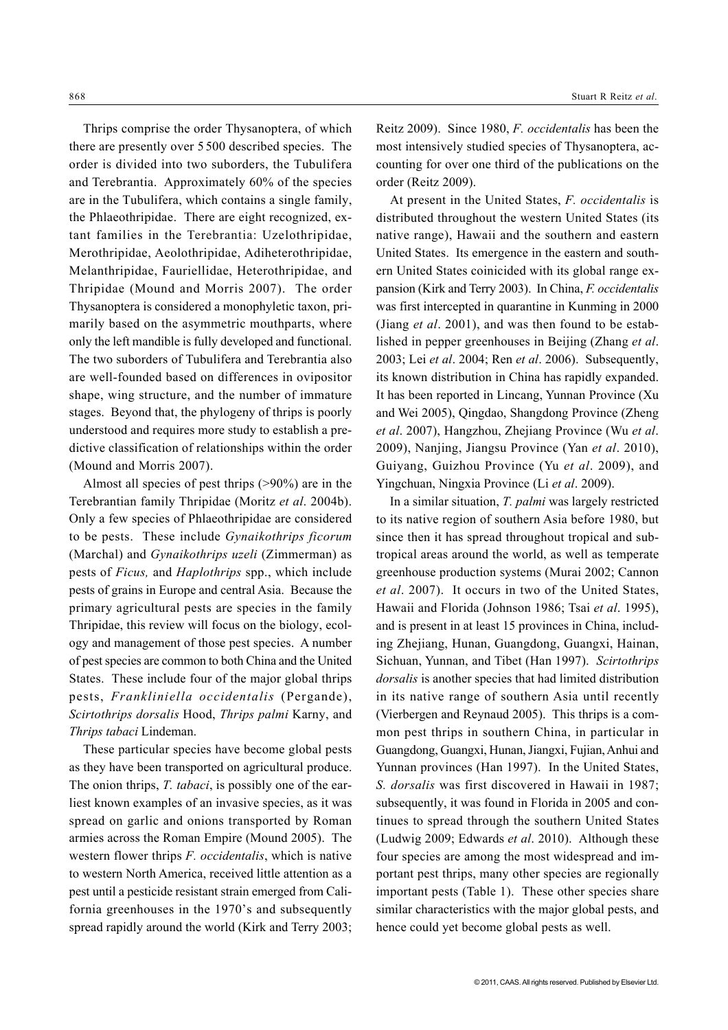Thrips comprise the order Thysanoptera, of which there are presently over 5 500 described species. The order is divided into two suborders, the Tubulifera and Terebrantia. Approximately 60% of the species are in the Tubulifera, which contains a single family, the Phlaeothripidae. There are eight recognized, extant families in the Terebrantia: Uzelothripidae, Merothripidae, Aeolothripidae, Adiheterothripidae, Melanthripidae, Fauriellidae, Heterothripidae, and Thripidae (Mound and Morris 2007). The order Thysanoptera is considered a monophyletic taxon, primarily based on the asymmetric mouthparts, where only the left mandible is fully developed and functional. The two suborders of Tubulifera and Terebrantia also are well-founded based on differences in ovipositor shape, wing structure, and the number of immature stages. Beyond that, the phylogeny of thrips is poorly understood and requires more study to establish a predictive classification of relationships within the order (Mound and Morris 2007).

Almost all species of pest thrips (>90%) are in the Terebrantian family Thripidae (Moritz *et al*. 2004b). Only a few species of Phlaeothripidae are considered to be pests. These include *Gynaikothrips ficorum* (Marchal) and *Gynaikothrips uzeli* (Zimmerman) as pests of *Ficus,* and *Haplothrips* spp., which include pests of grains in Europe and central Asia. Because the primary agricultural pests are species in the family Thripidae, this review will focus on the biology, ecology and management of those pest species. A number of pest species are common to both China and the United States. These include four of the major global thrips pests, *Frankliniella occidentalis* (Pergande), *Scirtothrips dorsalis* Hood, *Thrips palmi* Karny, and *Thrips tabaci* Lindeman.

These particular species have become global pests as they have been transported on agricultural produce. The onion thrips, *T. tabaci*, is possibly one of the earliest known examples of an invasive species, as it was spread on garlic and onions transported by Roman armies across the Roman Empire (Mound 2005). The western flower thrips *F. occidentalis*, which is native to western North America, received little attention as a pest until a pesticide resistant strain emerged from California greenhouses in the 1970's and subsequently spread rapidly around the world (Kirk and Terry 2003; Reitz 2009). Since 1980, *F. occidentalis* has been the most intensively studied species of Thysanoptera, accounting for over one third of the publications on the order (Reitz 2009).

At present in the United States, *F. occidentalis* is distributed throughout the western United States (its native range), Hawaii and the southern and eastern United States. Its emergence in the eastern and southern United States coinicided with its global range expansion (Kirk and Terry 2003). In China, *F. occidentalis* was first intercepted in quarantine in Kunming in 2000 (Jiang *et al*. 2001), and was then found to be established in pepper greenhouses in Beijing (Zhang *et al*. 2003; Lei *et al*. 2004; Ren *et al*. 2006). Subsequently, its known distribution in China has rapidly expanded. It has been reported in Lincang, Yunnan Province (Xu and Wei 2005), Qingdao, Shangdong Province (Zheng *et al*. 2007), Hangzhou, Zhejiang Province (Wu *et al*. 2009), Nanjing, Jiangsu Province (Yan *et al*. 2010), Guiyang, Guizhou Province (Yu *et al*. 2009), and Yingchuan, Ningxia Province (Li *et al*. 2009).

In a similar situation, *T. palmi* was largely restricted to its native region of southern Asia before 1980, but since then it has spread throughout tropical and subtropical areas around the world, as well as temperate greenhouse production systems (Murai 2002; Cannon *et al*. 2007). It occurs in two of the United States, Hawaii and Florida (Johnson 1986; Tsai *et al*. 1995), and is present in at least 15 provinces in China, including Zhejiang, Hunan, Guangdong, Guangxi, Hainan, Sichuan, Yunnan, and Tibet (Han 1997). *Scirtothrips dorsalis* is another species that had limited distribution in its native range of southern Asia until recently (Vierbergen and Reynaud 2005). This thrips is a common pest thrips in southern China, in particular in Guangdong, Guangxi, Hunan, Jiangxi, Fujian, Anhui and Yunnan provinces (Han 1997). In the United States, *S. dorsalis* was first discovered in Hawaii in 1987; subsequently, it was found in Florida in 2005 and continues to spread through the southern United States (Ludwig 2009; Edwards *et al*. 2010). Although these four species are among the most widespread and important pest thrips, many other species are regionally important pests (Table 1). These other species share similar characteristics with the major global pests, and hence could yet become global pests as well.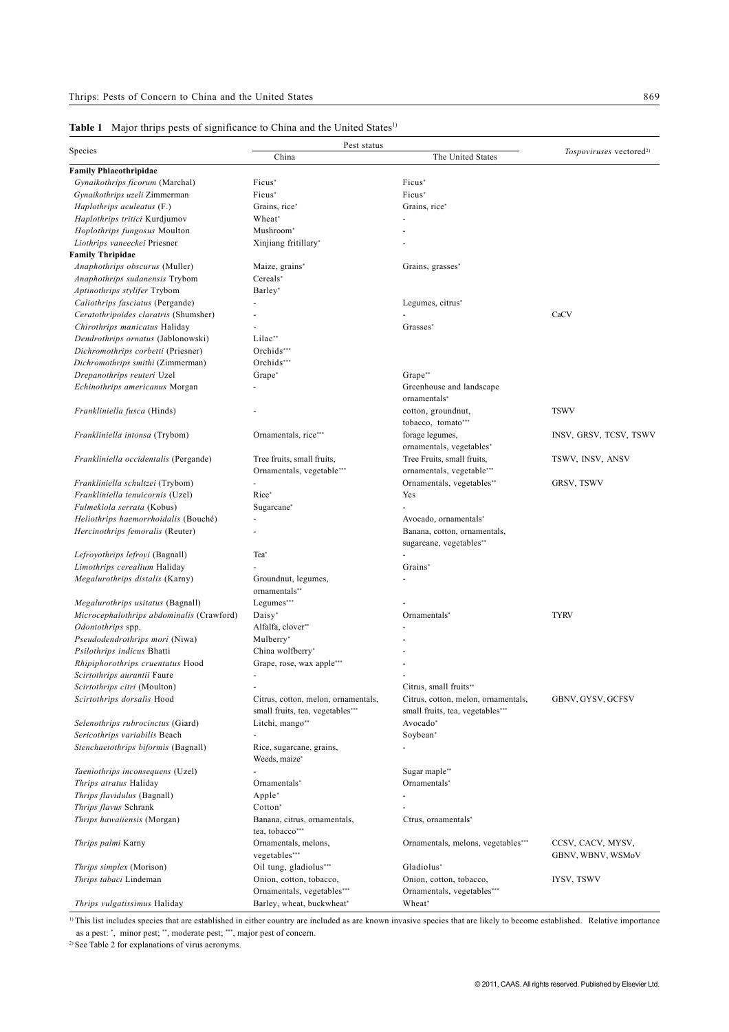**Table 1** Major thrips pests of significance to China and the United States[1)]

| Species | Pest status | | *Tospoviruses* vectored[2)] |
|---|---|---|---|
| | China | The United States | |
| **Family Phlaeothripidae** | | | |
| *Gynaikothrips ficorum* (Marchal) | Ficus* | Ficus* | |
| *Gynaikothrips uzeli* Zimmerman | Ficus* | Ficus* | |
| *Haplothrips aculeatus* (F.) | Grains, rice* | Grains, rice* | |
| *Haplothrips tritici* Kurdjumov | Wheat* | - | |
| *Hoplothrips fungosus* Moulton | Mushroom* | - | |
| *Liothrips vaneeckei* Priesner | Xinjiang fritillary* | - | |
| **Family Thripidae** | | | |
| *Anaphothrips obscurus* (Muller) | Maize, grains* | Grains, grasses* | |
| *Anaphothrips sudanensis* Trybom | Cereals* | | |
| *Aptinothrips stylifer* Trybom | Barley* | | |
| *Caliothrips fasciatus* (Pergande) | - | Legumes, citrus* | |
| *Ceratothripoides claratris* (Shumsher) | - | - | CaCV |
| *Chirothrips manicatus* Haliday | - | Grasses* | |
| *Dendrothrips ornatus* (Jablonowski) | Lilac** | | |
| *Dichromothrips corbetti* (Priesner) | Orchids*** | | |
| *Dichromothrips smithi* (Zimmerman) | Orchids*** | | |
| *Drepanothrips reuteri* Uzel | Grape* | Grape** | |
| *Echinothrips americanus* Morgan | - | Greenhouse and landscape ornamentals* | |
| *Frankliniella fusca* (Hinds) | - | cotton, groundnut, tobacco, tomato*** | TSWV |
| *Frankliniella intonsa* (Trybom) | Ornamentals, rice*** | forage legumes, ornamentals, vegetables* | INSV, GRSV, TCSV, TSWV |
| *Frankliniella occidentalis* (Pergande) | Tree fruits, small fruits, Ornamentals, vegetable*** | Tree Fruits, small fruits, ornamentals, vegetable*** | TSWV, INSV, ANSV |
| *Frankliniella schultzei* (Trybom) | - | Ornamentals, vegetables** | GRSV, TSWV |
| *Frankliniella tenuicornis* (Uzel) | Rice* | Yes | |
| *Fulmekiola serrata* (Kobus) | Sugarcane* | - | |
| *Heliothrips haemorrhoidalis* (Bouché) | - | Avocado, ornamentals* | |
| *Hercinothrips femoralis* (Reuter) | - | Banana, cotton, ornamentals, sugarcane, vegetables** | |
| *Lefroyothrips lefroyi* (Bagnall) | Tea* | - | |
| *Limothrips cerealium* Haliday | - | Grains* | |
| *Megalurothrips distalis* (Karny) | Groundnut, legumes, ornamentals** | - | |
| *Megalurothrips usitatus* (Bagnall) | Legumes*** | - | |
| *Microcephalothrips abdominalis* (Crawford) | Daisy* | Ornamentals* | TYRV |
| *Odontothrips* spp. | Alfalfa, clover** | - | |
| *Pseudodendrothrips mori* (Niwa) | Mulberry* | - | |
| *Psilothrips indicus* Bhatti | China wolfberry* | - | |
| *Rhipiphorothrips cruentatus* Hood | Grape, rose, wax apple*** | - | |
| *Scirtothrips aurantii* Faure | - | - | |
| *Scirtothrips citri* (Moulton) | - | Citrus, small fruits** | |
| *Scirtothrips dorsalis* Hood | Citrus, cotton, melon, ornamentals, small fruits, tea, vegetables*** | Citrus, cotton, melon, ornamentals, small fruits, tea, vegetables*** | GBNV, GYSV, GCFSV |
| *Selenothrips rubrocinctus* (Giard) | Litchi, mango** | Avocado* | |
| *Sericothrips variabilis* Beach | - | Soybean* | |
| *Stenchaetothrips biformis* (Bagnall) | Rice, sugarcane, grains, Weeds, maize* | - | |
| *Taeniothrips inconsequens* (Uzel) | - | Sugar maple** | |
| *Thrips atratus* Haliday | Ornamentals* | Ornamentals* | |
| *Thrips flavidulus* (Bagnall) | Apple* | - | |
| *Thrips flavus* Schrank | Cotton* | - | |
| *Thrips hawaiiensis* (Morgan) | Banana, citrus, ornamentals, tea, tobacco*** | Ctrus, ornamentals* | |
| *Thrips palmi* Karny | Ornamentals, melons, vegetables*** | Ornamentals, melons, vegetables*** | CCSV, CACV, MYSV, GBNV, WBNV, WSMoV |
| *Thrips simplex* (Morison) | Oil tung, gladiolus*** | Gladiolus* | |
| *Thrips tabaci* Lindeman | Onion, cotton, tobacco, Ornamentals, vegetables*** | Onion, cotton, tobacco, Ornamentals, vegetables*** | IYSV, TSWV |
| *Thrips vulgatissimus* Haliday | Barley, wheat, buckwheat* | Wheat* | |

[1)] This list includes species that are established in either country are included as are known invasive species that are likely to become established. Relative importance as a pest: *, minor pest; **, moderate pest; ***, major pest of concern.

[2)] See Table 2 for explanations of virus acronyms.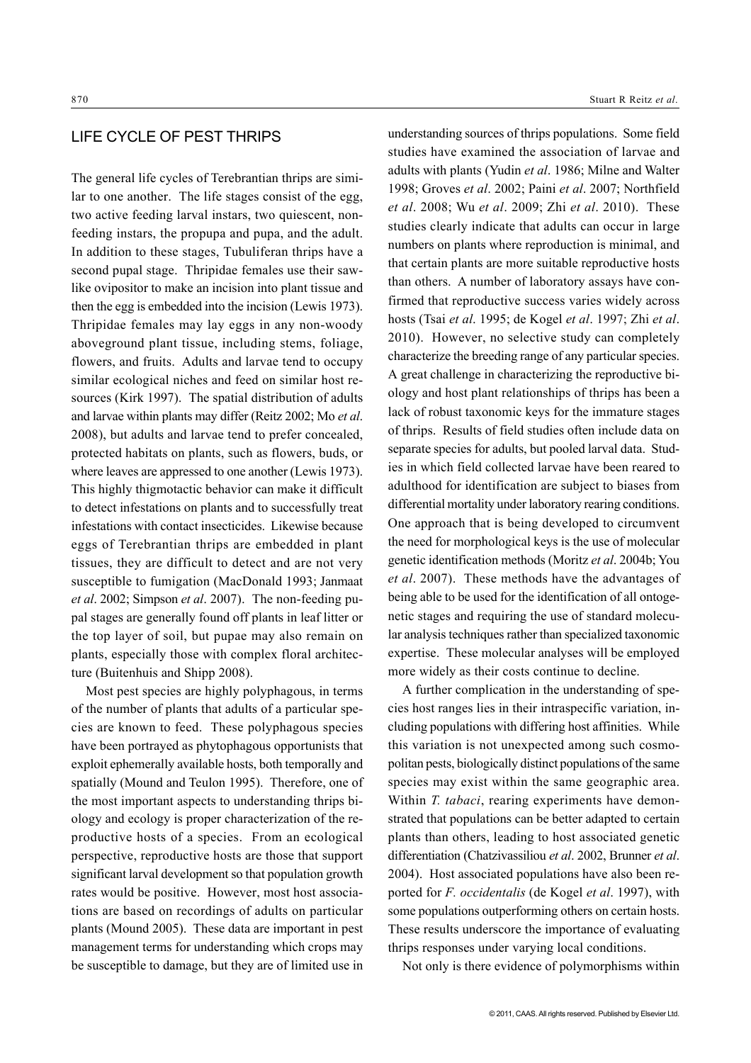## LIFE CYCLE OF PEST THRIPS

The general life cycles of Terebrantian thrips are similar to one another. The life stages consist of the egg, two active feeding larval instars, two quiescent, non-feeding instars, the propupa and pupa, and the adult. In addition to these stages, Tubuliferan thrips have a second pupal stage. Thripidae females use their saw-like ovipositor to make an incision into plant tissue and then the egg is embedded into the incision (Lewis 1973). Thripidae females may lay eggs in any non-woody aboveground plant tissue, including stems, foliage, flowers, and fruits. Adults and larvae tend to occupy similar ecological niches and feed on similar host resources (Kirk 1997). The spatial distribution of adults and larvae within plants may differ (Reitz 2002; Mo *et al*. 2008), but adults and larvae tend to prefer concealed, protected habitats on plants, such as flowers, buds, or where leaves are appressed to one another (Lewis 1973). This highly thigmotactic behavior can make it difficult to detect infestations on plants and to successfully treat infestations with contact insecticides. Likewise because eggs of Terebrantian thrips are embedded in plant tissues, they are difficult to detect and are not very susceptible to fumigation (MacDonald 1993; Janmaat *et al*. 2002; Simpson *et al*. 2007). The non-feeding pupal stages are generally found off plants in leaf litter or the top layer of soil, but pupae may also remain on plants, especially those with complex floral architecture (Buitenhuis and Shipp 2008).

Most pest species are highly polyphagous, in terms of the number of plants that adults of a particular species are known to feed. These polyphagous species have been portrayed as phytophagous opportunists that exploit ephemerally available hosts, both temporally and spatially (Mound and Teulon 1995). Therefore, one of the most important aspects to understanding thrips biology and ecology is proper characterization of the reproductive hosts of a species. From an ecological perspective, reproductive hosts are those that support significant larval development so that population growth rates would be positive. However, most host associations are based on recordings of adults on particular plants (Mound 2005). These data are important in pest management terms for understanding which crops may be susceptible to damage, but they are of limited use in understanding sources of thrips populations. Some field studies have examined the association of larvae and adults with plants (Yudin *et al*. 1986; Milne and Walter 1998; Groves *et al*. 2002; Paini *et al*. 2007; Northfield *et al*. 2008; Wu *et al*. 2009; Zhi *et al*. 2010). These studies clearly indicate that adults can occur in large numbers on plants where reproduction is minimal, and that certain plants are more suitable reproductive hosts than others. A number of laboratory assays have confirmed that reproductive success varies widely across hosts (Tsai *et al*. 1995; de Kogel *et al*. 1997; Zhi *et al*. 2010). However, no selective study can completely characterize the breeding range of any particular species. A great challenge in characterizing the reproductive biology and host plant relationships of thrips has been a lack of robust taxonomic keys for the immature stages of thrips. Results of field studies often include data on separate species for adults, but pooled larval data. Studies in which field collected larvae have been reared to adulthood for identification are subject to biases from differential mortality under laboratory rearing conditions. One approach that is being developed to circumvent the need for morphological keys is the use of molecular genetic identification methods (Moritz *et al*. 2004b; You *et al*. 2007). These methods have the advantages of being able to be used for the identification of all ontogenetic stages and requiring the use of standard molecular analysis techniques rather than specialized taxonomic expertise. These molecular analyses will be employed more widely as their costs continue to decline.

A further complication in the understanding of species host ranges lies in their intraspecific variation, including populations with differing host affinities. While this variation is not unexpected among such cosmopolitan pests, biologically distinct populations of the same species may exist within the same geographic area. Within *T. tabaci*, rearing experiments have demonstrated that populations can be better adapted to certain plants than others, leading to host associated genetic differentiation (Chatzivassiliou *et al*. 2002, Brunner *et al*. 2004). Host associated populations have also been reported for *F. occidentalis* (de Kogel *et al*. 1997), with some populations outperforming others on certain hosts. These results underscore the importance of evaluating thrips responses under varying local conditions.

Not only is there evidence of polymorphisms within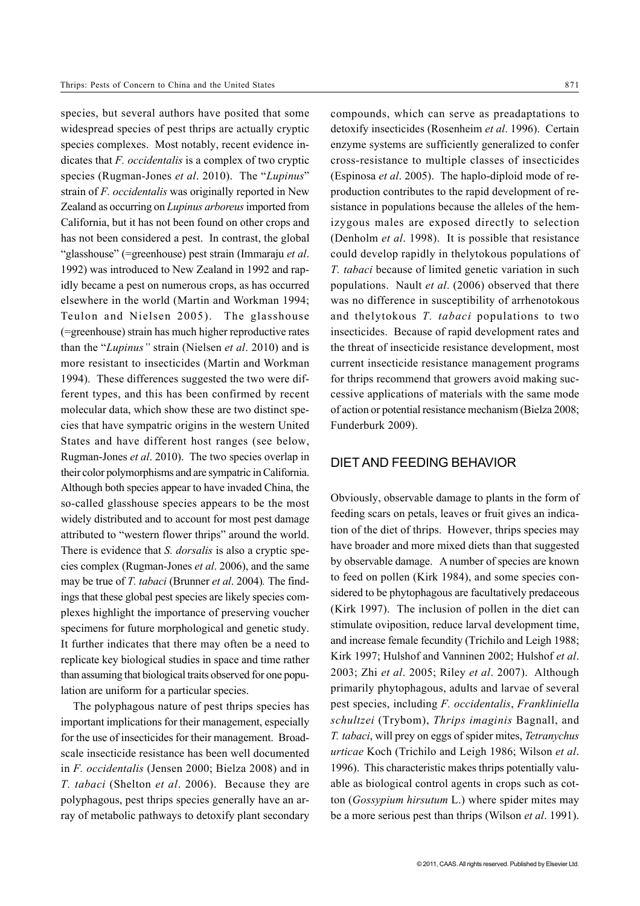species, but several authors have posited that some widespread species of pest thrips are actually cryptic species complexes. Most notably, recent evidence indicates that *F. occidentalis* is a complex of two cryptic species (Rugman-Jones *et al*. 2010). The "*Lupinus*" strain of *F. occidentalis* was originally reported in New Zealand as occurring on *Lupinus arboreus* imported from California, but it has not been found on other crops and has not been considered a pest. In contrast, the global "glasshouse" (=greenhouse) pest strain (Immaraju *et al*. 1992) was introduced to New Zealand in 1992 and rapidly became a pest on numerous crops, as has occurred elsewhere in the world (Martin and Workman 1994; Teulon and Nielsen 2005). The glasshouse (=greenhouse) strain has much higher reproductive rates than the "*Lupinus"* strain (Nielsen *et al*. 2010) and is more resistant to insecticides (Martin and Workman 1994). These differences suggested the two were different types, and this has been confirmed by recent molecular data, which show these are two distinct species that have sympatric origins in the western United States and have different host ranges (see below, Rugman-Jones *et al*. 2010). The two species overlap in their color polymorphisms and are sympatric in California. Although both species appear to have invaded China, the so-called glasshouse species appears to be the most widely distributed and to account for most pest damage attributed to "western flower thrips" around the world. There is evidence that *S. dorsalis* is also a cryptic species complex (Rugman-Jones *et al*. 2006), and the same may be true of *T. tabaci* (Brunner *et al*. 2004). The findings that these global pest species are likely species complexes highlight the importance of preserving voucher specimens for future morphological and genetic study. It further indicates that there may often be a need to replicate key biological studies in space and time rather than assuming that biological traits observed for one population are uniform for a particular species.

The polyphagous nature of pest thrips species has important implications for their management, especially for the use of insecticides for their management. Broad-scale insecticide resistance has been well documented in *F. occidentalis* (Jensen 2000; Bielza 2008) and in *T. tabaci* (Shelton *et al*. 2006). Because they are polyphagous, pest thrips species generally have an array of metabolic pathways to detoxify plant secondary compounds, which can serve as preadaptations to detoxify insecticides (Rosenheim *et al*. 1996). Certain enzyme systems are sufficiently generalized to confer cross-resistance to multiple classes of insecticides (Espinosa *et al*. 2005). The haplo-diploid mode of reproduction contributes to the rapid development of resistance in populations because the alleles of the hemizygous males are exposed directly to selection (Denholm *et al*. 1998). It is possible that resistance could develop rapidly in thelytokous populations of *T. tabaci* because of limited genetic variation in such populations. Nault *et al*. (2006) observed that there was no difference in susceptibility of arrhenotokous and thelytokous *T. tabaci* populations to two insecticides. Because of rapid development rates and the threat of insecticide resistance development, most current insecticide resistance management programs for thrips recommend that growers avoid making successive applications of materials with the same mode of action or potential resistance mechanism (Bielza 2008; Funderburk 2009).

## DIET AND FEEDING BEHAVIOR

Obviously, observable damage to plants in the form of feeding scars on petals, leaves or fruit gives an indication of the diet of thrips. However, thrips species may have broader and more mixed diets than that suggested by observable damage. A number of species are known to feed on pollen (Kirk 1984), and some species considered to be phytophagous are facultatively predaceous (Kirk 1997). The inclusion of pollen in the diet can stimulate oviposition, reduce larval development time, and increase female fecundity (Trichilo and Leigh 1988; Kirk 1997; Hulshof and Vanninen 2002; Hulshof *et al*. 2003; Zhi *et al*. 2005; Riley *et al*. 2007). Although primarily phytophagous, adults and larvae of several pest species, including *F. occidentalis*, *Frankliniella schultzei* (Trybom), *Thrips imaginis* Bagnall, and *T. tabaci*, will prey on eggs of spider mites, *Tetranychus urticae* Koch (Trichilo and Leigh 1986; Wilson *et al*. 1996). This characteristic makes thrips potentially valuable as biological control agents in crops such as cotton (*Gossypium hirsutum* L.) where spider mites may be a more serious pest than thrips (Wilson *et al*. 1991).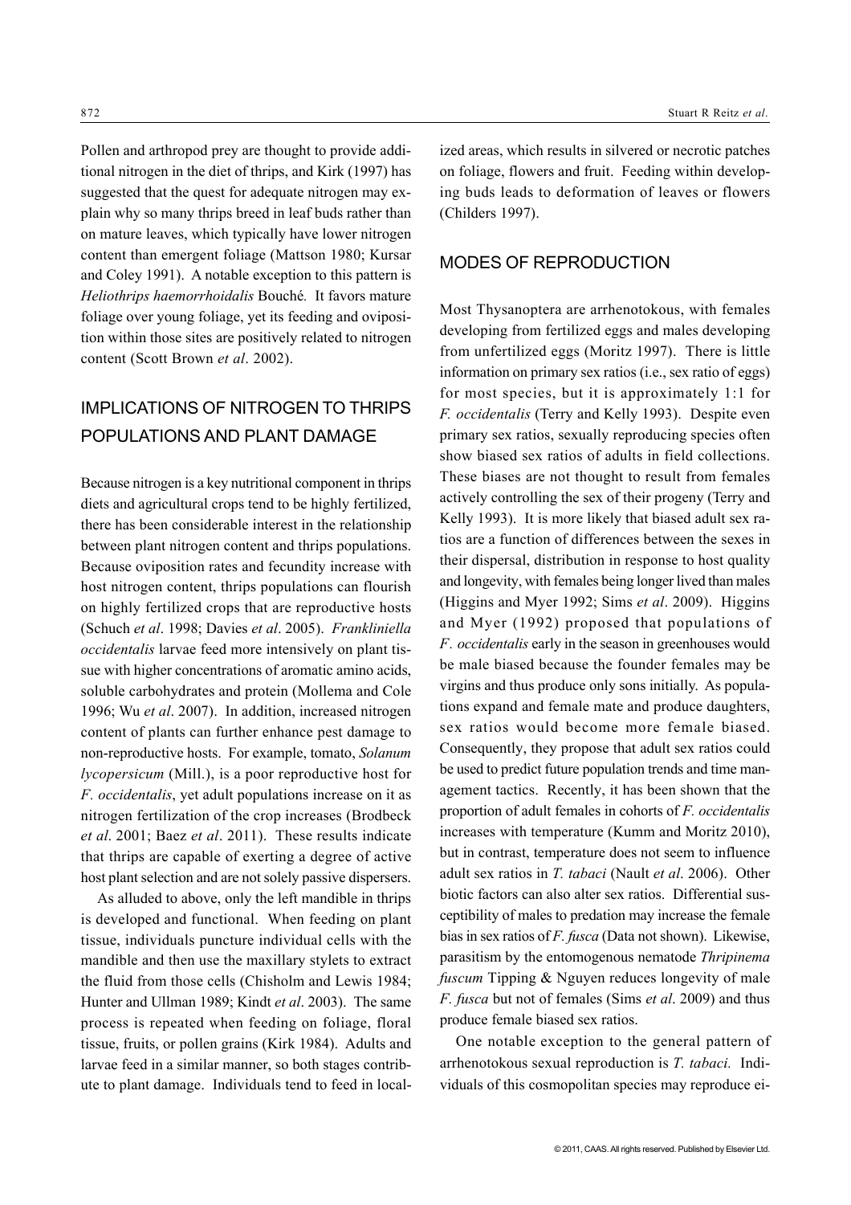Pollen and arthropod prey are thought to provide additional nitrogen in the diet of thrips, and Kirk (1997) has suggested that the quest for adequate nitrogen may explain why so many thrips breed in leaf buds rather than on mature leaves, which typically have lower nitrogen content than emergent foliage (Mattson 1980; Kursar and Coley 1991). A notable exception to this pattern is *Heliothrips haemorrhoidalis* Bouché. It favors mature foliage over young foliage, yet its feeding and oviposition within those sites are positively related to nitrogen content (Scott Brown *et al*. 2002).

## IMPLICATIONS OF NITROGEN TO THRIPS POPULATIONS AND PLANT DAMAGE

Because nitrogen is a key nutritional component in thrips diets and agricultural crops tend to be highly fertilized, there has been considerable interest in the relationship between plant nitrogen content and thrips populations. Because oviposition rates and fecundity increase with host nitrogen content, thrips populations can flourish on highly fertilized crops that are reproductive hosts (Schuch *et al*. 1998; Davies *et al*. 2005). *Frankliniella occidentalis* larvae feed more intensively on plant tissue with higher concentrations of aromatic amino acids, soluble carbohydrates and protein (Mollema and Cole 1996; Wu *et al*. 2007). In addition, increased nitrogen content of plants can further enhance pest damage to non-reproductive hosts. For example, tomato, *Solanum lycopersicum* (Mill.), is a poor reproductive host for *F. occidentalis*, yet adult populations increase on it as nitrogen fertilization of the crop increases (Brodbeck *et al*. 2001; Baez *et al*. 2011). These results indicate that thrips are capable of exerting a degree of active host plant selection and are not solely passive dispersers.

As alluded to above, only the left mandible in thrips is developed and functional. When feeding on plant tissue, individuals puncture individual cells with the mandible and then use the maxillary stylets to extract the fluid from those cells (Chisholm and Lewis 1984; Hunter and Ullman 1989; Kindt *et al*. 2003). The same process is repeated when feeding on foliage, floral tissue, fruits, or pollen grains (Kirk 1984). Adults and larvae feed in a similar manner, so both stages contribute to plant damage. Individuals tend to feed in localized areas, which results in silvered or necrotic patches on foliage, flowers and fruit. Feeding within developing buds leads to deformation of leaves or flowers (Childers 1997).

## MODES OF REPRODUCTION

Most Thysanoptera are arrhenotokous, with females developing from fertilized eggs and males developing from unfertilized eggs (Moritz 1997). There is little information on primary sex ratios (i.e., sex ratio of eggs) for most species, but it is approximately 1:1 for *F. occidentalis* (Terry and Kelly 1993). Despite even primary sex ratios, sexually reproducing species often show biased sex ratios of adults in field collections. These biases are not thought to result from females actively controlling the sex of their progeny (Terry and Kelly 1993). It is more likely that biased adult sex ratios are a function of differences between the sexes in their dispersal, distribution in response to host quality and longevity, with females being longer lived than males (Higgins and Myer 1992; Sims *et al*. 2009). Higgins and Myer (1992) proposed that populations of *F. occidentalis* early in the season in greenhouses would be male biased because the founder females may be virgins and thus produce only sons initially. As populations expand and female mate and produce daughters, sex ratios would become more female biased. Consequently, they propose that adult sex ratios could be used to predict future population trends and time management tactics. Recently, it has been shown that the proportion of adult females in cohorts of *F. occidentalis* increases with temperature (Kumm and Moritz 2010), but in contrast, temperature does not seem to influence adult sex ratios in *T. tabaci* (Nault *et al*. 2006). Other biotic factors can also alter sex ratios. Differential susceptibility of males to predation may increase the female bias in sex ratios of *F. fusca* (Data not shown). Likewise, parasitism by the entomogenous nematode *Thripinema fuscum* Tipping & Nguyen reduces longevity of male *F. fusca* but not of females (Sims *et al*. 2009) and thus produce female biased sex ratios.

One notable exception to the general pattern of arrhenotokous sexual reproduction is *T. tabaci*. Individuals of this cosmopolitan species may reproduce ei-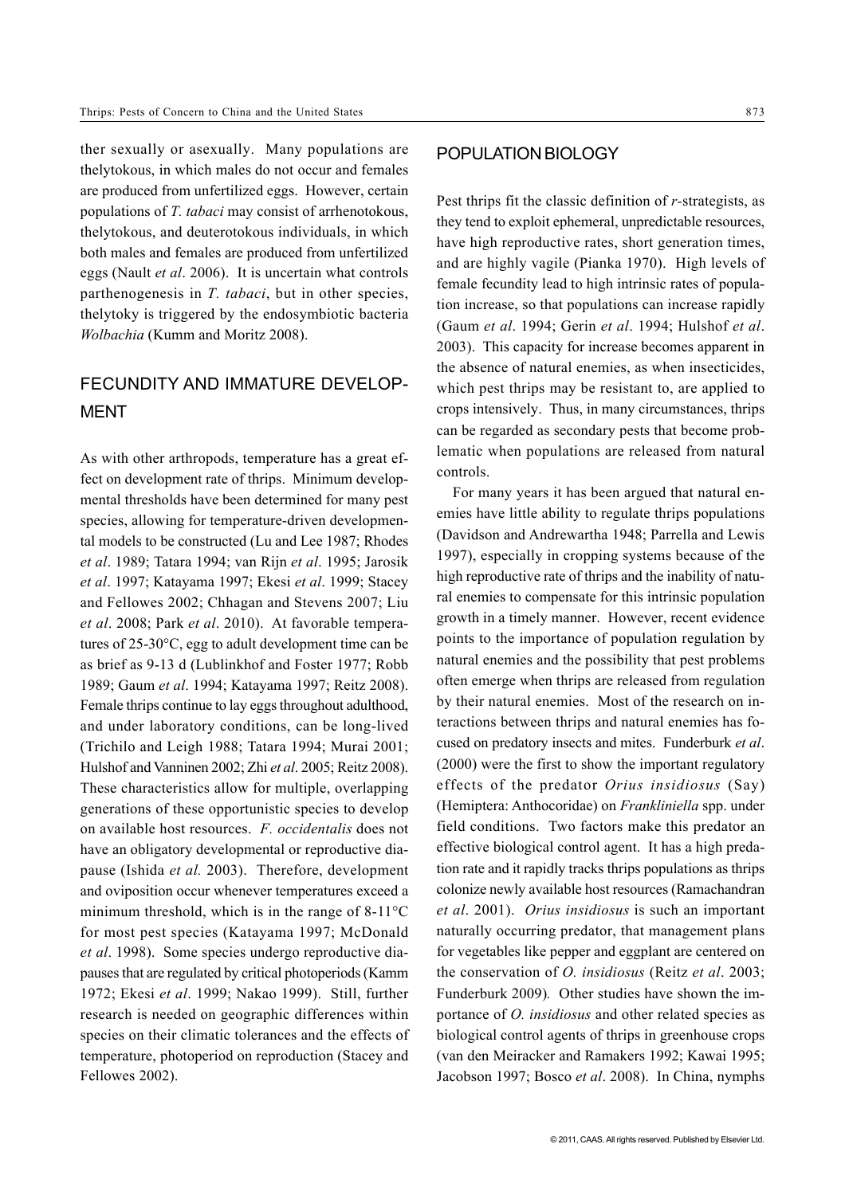ther sexually or asexually. Many populations are thelytokous, in which males do not occur and females are produced from unfertilized eggs. However, certain populations of *T. tabaci* may consist of arrhenotokous, thelytokous, and deuterotokous individuals, in which both males and females are produced from unfertilized eggs (Nault *et al*. 2006). It is uncertain what controls parthenogenesis in *T. tabaci*, but in other species, thelytoky is triggered by the endosymbiotic bacteria *Wolbachia* (Kumm and Moritz 2008).

## FECUNDITY AND IMMATURE DEVELOPMENT

As with other arthropods, temperature has a great effect on development rate of thrips. Minimum developmental thresholds have been determined for many pest species, allowing for temperature-driven developmental models to be constructed (Lu and Lee 1987; Rhodes *et al*. 1989; Tatara 1994; van Rijn *et al*. 1995; Jarosik *et al*. 1997; Katayama 1997; Ekesi *et al*. 1999; Stacey and Fellowes 2002; Chhagan and Stevens 2007; Liu *et al*. 2008; Park *et al*. 2010). At favorable temperatures of 25-30°C, egg to adult development time can be as brief as 9-13 d (Lublinkhof and Foster 1977; Robb 1989; Gaum *et al*. 1994; Katayama 1997; Reitz 2008). Female thrips continue to lay eggs throughout adulthood, and under laboratory conditions, can be long-lived (Trichilo and Leigh 1988; Tatara 1994; Murai 2001; Hulshof and Vanninen 2002; Zhi *et al*. 2005; Reitz 2008). These characteristics allow for multiple, overlapping generations of these opportunistic species to develop on available host resources. *F. occidentalis* does not have an obligatory developmental or reproductive diapause (Ishida *et al.* 2003). Therefore, development and oviposition occur whenever temperatures exceed a minimum threshold, which is in the range of 8-11°C for most pest species (Katayama 1997; McDonald *et al*. 1998). Some species undergo reproductive diapauses that are regulated by critical photoperiods (Kamm 1972; Ekesi *et al*. 1999; Nakao 1999). Still, further research is needed on geographic differences within species on their climatic tolerances and the effects of temperature, photoperiod on reproduction (Stacey and Fellowes 2002).

## POPULATION BIOLOGY

Pest thrips fit the classic definition of *r*-strategists, as they tend to exploit ephemeral, unpredictable resources, have high reproductive rates, short generation times, and are highly vagile (Pianka 1970). High levels of female fecundity lead to high intrinsic rates of population increase, so that populations can increase rapidly (Gaum *et al*. 1994; Gerin *et al*. 1994; Hulshof *et al*. 2003). This capacity for increase becomes apparent in the absence of natural enemies, as when insecticides, which pest thrips may be resistant to, are applied to crops intensively. Thus, in many circumstances, thrips can be regarded as secondary pests that become problematic when populations are released from natural controls.

For many years it has been argued that natural enemies have little ability to regulate thrips populations (Davidson and Andrewartha 1948; Parrella and Lewis 1997), especially in cropping systems because of the high reproductive rate of thrips and the inability of natural enemies to compensate for this intrinsic population growth in a timely manner. However, recent evidence points to the importance of population regulation by natural enemies and the possibility that pest problems often emerge when thrips are released from regulation by their natural enemies. Most of the research on interactions between thrips and natural enemies has focused on predatory insects and mites. Funderburk *et al*. (2000) were the first to show the important regulatory effects of the predator *Orius insidiosus* (Say) (Hemiptera: Anthocoridae) on *Frankliniella* spp. under field conditions. Two factors make this predator an effective biological control agent. It has a high predation rate and it rapidly tracks thrips populations as thrips colonize newly available host resources (Ramachandran *et al*. 2001). *Orius insidiosus* is such an important naturally occurring predator, that management plans for vegetables like pepper and eggplant are centered on the conservation of *O. insidiosus* (Reitz *et al*. 2003; Funderburk 2009). Other studies have shown the importance of *O. insidiosus* and other related species as biological control agents of thrips in greenhouse crops (van den Meiracker and Ramakers 1992; Kawai 1995; Jacobson 1997; Bosco *et al*. 2008). In China, nymphs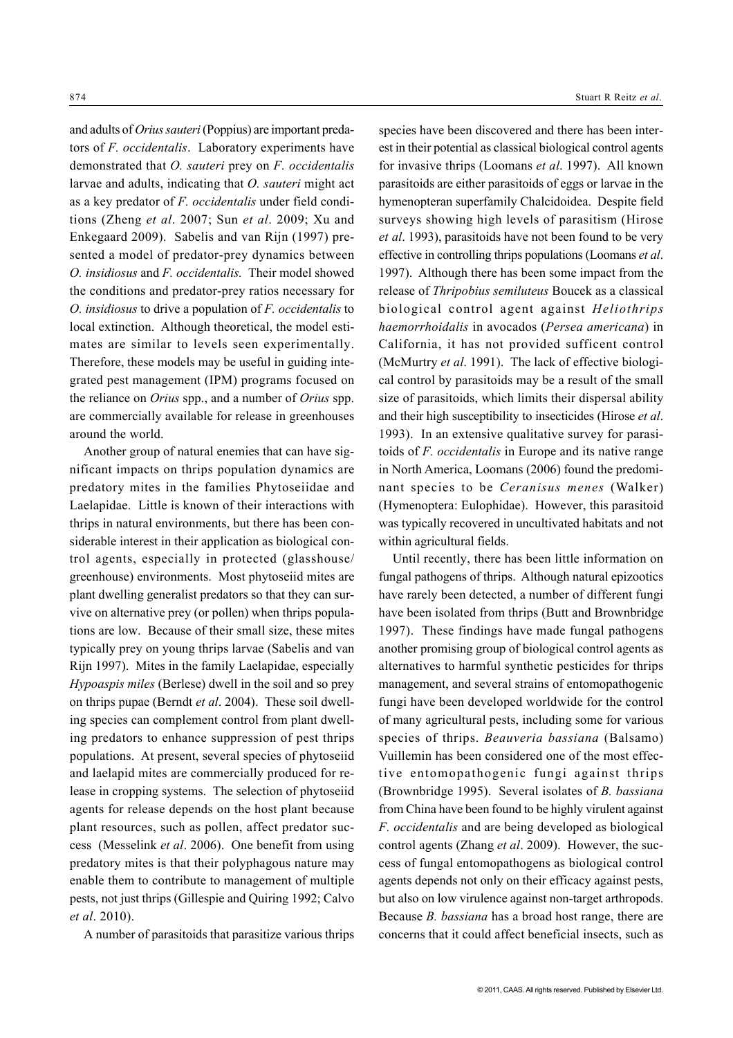and adults of *Orius sauteri* (Poppius) are important predators of *F. occidentalis*. Laboratory experiments have demonstrated that *O. sauteri* prey on *F. occidentalis* larvae and adults, indicating that *O. sauteri* might act as a key predator of *F. occidentalis* under field conditions (Zheng *et al*. 2007; Sun *et al*. 2009; Xu and Enkegaard 2009). Sabelis and van Rijn (1997) presented a model of predator-prey dynamics between *O. insidiosus* and *F. occidentalis.* Their model showed the conditions and predator-prey ratios necessary for *O. insidiosus* to drive a population of *F. occidentalis* to local extinction. Although theoretical, the model estimates are similar to levels seen experimentally. Therefore, these models may be useful in guiding integrated pest management (IPM) programs focused on the reliance on *Orius* spp., and a number of *Orius* spp. are commercially available for release in greenhouses around the world.

Another group of natural enemies that can have significant impacts on thrips population dynamics are predatory mites in the families Phytoseiidae and Laelapidae. Little is known of their interactions with thrips in natural environments, but there has been considerable interest in their application as biological control agents, especially in protected (glasshouse/greenhouse) environments. Most phytoseiid mites are plant dwelling generalist predators so that they can survive on alternative prey (or pollen) when thrips populations are low. Because of their small size, these mites typically prey on young thrips larvae (Sabelis and van Rijn 1997). Mites in the family Laelapidae, especially *Hypoaspis miles* (Berlese) dwell in the soil and so prey on thrips pupae (Berndt *et al*. 2004). These soil dwelling species can complement control from plant dwelling predators to enhance suppression of pest thrips populations. At present, several species of phytoseiid and laelapid mites are commercially produced for release in cropping systems. The selection of phytoseiid agents for release depends on the host plant because plant resources, such as pollen, affect predator success (Messelink *et al*. 2006). One benefit from using predatory mites is that their polyphagous nature may enable them to contribute to management of multiple pests, not just thrips (Gillespie and Quiring 1992; Calvo *et al*. 2010).

A number of parasitoids that parasitize various thrips species have been discovered and there has been interest in their potential as classical biological control agents for invasive thrips (Loomans *et al*. 1997). All known parasitoids are either parasitoids of eggs or larvae in the hymenopteran superfamily Chalcidoidea. Despite field surveys showing high levels of parasitism (Hirose *et al*. 1993), parasitoids have not been found to be very effective in controlling thrips populations (Loomans *et al*. 1997). Although there has been some impact from the release of *Thripobius semiluteus* Boucek as a classical biological control agent against *Heliothrips haemorrhoidalis* in avocados (*Persea americana*) in California, it has not provided sufficent control (McMurtry *et al*. 1991). The lack of effective biological control by parasitoids may be a result of the small size of parasitoids, which limits their dispersal ability and their high susceptibility to insecticides (Hirose *et al*. 1993). In an extensive qualitative survey for parasitoids of *F. occidentalis* in Europe and its native range in North America, Loomans (2006) found the predominant species to be *Ceranisus menes* (Walker) (Hymenoptera: Eulophidae). However, this parasitoid was typically recovered in uncultivated habitats and not within agricultural fields.

Until recently, there has been little information on fungal pathogens of thrips. Although natural epizootics have rarely been detected, a number of different fungi have been isolated from thrips (Butt and Brownbridge 1997). These findings have made fungal pathogens another promising group of biological control agents as alternatives to harmful synthetic pesticides for thrips management, and several strains of entomopathogenic fungi have been developed worldwide for the control of many agricultural pests, including some for various species of thrips. *Beauveria bassiana* (Balsamo) Vuillemin has been considered one of the most effective entomopathogenic fungi against thrips (Brownbridge 1995). Several isolates of *B. bassiana* from China have been found to be highly virulent against *F. occidentalis* and are being developed as biological control agents (Zhang *et al*. 2009). However, the success of fungal entomopathogens as biological control agents depends not only on their efficacy against pests, but also on low virulence against non-target arthropods. Because *B. bassiana* has a broad host range, there are concerns that it could affect beneficial insects, such as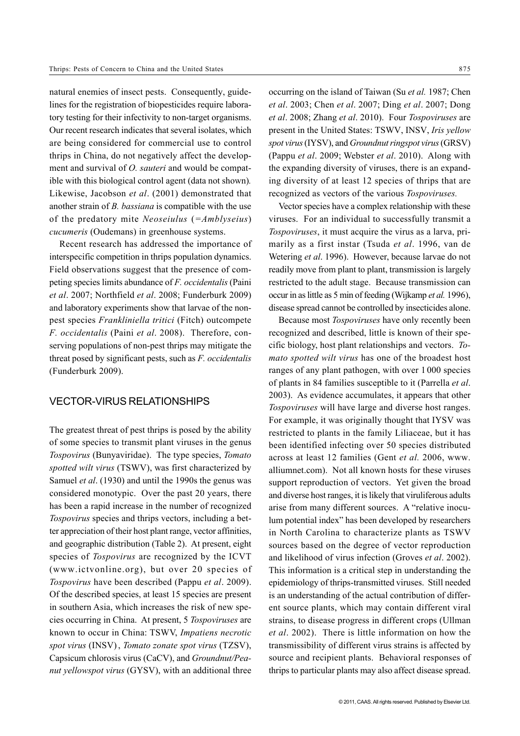natural enemies of insect pests. Consequently, guidelines for the registration of biopesticides require laboratory testing for their infectivity to non-target organisms. Our recent research indicates that several isolates, which are being considered for commercial use to control thrips in China, do not negatively affect the development and survival of *O. sauteri* and would be compatible with this biological control agent (data not shown). Likewise, Jacobson *et al*. (2001) demonstrated that another strain of *B. bassiana* is compatible with the use of the predatory mite *Neoseiulus* (=*Amblyseius*) *cucumeris* (Oudemans) in greenhouse systems.

Recent research has addressed the importance of interspecific competition in thrips population dynamics. Field observations suggest that the presence of competing species limits abundance of *F. occidentalis* (Paini *et al*. 2007; Northfield *et al*. 2008; Funderburk 2009) and laboratory experiments show that larvae of the non-pest species *Frankliniella tritici* (Fitch) outcompete *F. occidentalis* (Paini *et al*. 2008). Therefore, conserving populations of non-pest thrips may mitigate the threat posed by significant pests, such as *F. occidentalis* (Funderburk 2009).

## VECTOR-VIRUS RELATIONSHIPS

The greatest threat of pest thrips is posed by the ability of some species to transmit plant viruses in the genus *Tospovirus* (Bunyaviridae). The type species, *Tomato spotted wilt virus* (TSWV), was first characterized by Samuel *et al*. (1930) and until the 1990s the genus was considered monotypic. Over the past 20 years, there has been a rapid increase in the number of recognized *Tospovirus* species and thrips vectors, including a better appreciation of their host plant range, vector affinities, and geographic distribution (Table 2). At present, eight species of *Tospovirus* are recognized by the ICVT (www.ictvonline.org), but over 20 species of *Tospovirus* have been described (Pappu *et al*. 2009). Of the described species, at least 15 species are present in southern Asia, which increases the risk of new species occurring in China. At present, 5 *Tospoviruses* are known to occur in China: TSWV, *Impatiens necrotic spot virus* (INSV), *Tomato zonate spot virus* (TZSV), Capsicum chlorosis virus (CaCV), and *Groundnut/Peanut yellowspot virus* (GYSV), with an additional three occurring on the island of Taiwan (Su *et al.* 1987; Chen *et al*. 2003; Chen *et al*. 2007; Ding *et al*. 2007; Dong *et al*. 2008; Zhang *et al*. 2010). Four *Tospoviruses* are present in the United States: TSWV, INSV, *Iris yellow spot virus* (IYSV), and *Groundnut ringspot virus* (GRSV) (Pappu *et al*. 2009; Webster *et al*. 2010). Along with the expanding diversity of viruses, there is an expanding diversity of at least 12 species of thrips that are recognized as vectors of the various *Tospoviruses.*

Vector species have a complex relationship with these viruses. For an individual to successfully transmit a *Tospoviruses*, it must acquire the virus as a larva, primarily as a first instar (Tsuda *et al*. 1996, van de Wetering *et al*. 1996). However, because larvae do not readily move from plant to plant, transmission is largely restricted to the adult stage. Because transmission can occur in as little as 5 min of feeding (Wijkamp *et al.* 1996), disease spread cannot be controlled by insecticides alone.

Because most *Tospoviruses* have only recently been recognized and described, little is known of their specific biology, host plant relationships and vectors. *Tomato spotted wilt virus* has one of the broadest host ranges of any plant pathogen, with over 1 000 species of plants in 84 families susceptible to it (Parrella *et al*. 2003). As evidence accumulates, it appears that other *Tospoviruses* will have large and diverse host ranges. For example, it was originally thought that IYSV was restricted to plants in the family Liliaceae, but it has been identified infecting over 50 species distributed across at least 12 families (Gent *et al.* 2006, www.alliumnet.com). Not all known hosts for these viruses support reproduction of vectors. Yet given the broad and diverse host ranges, it is likely that viruliferous adults arise from many different sources. A "relative inoculum potential index" has been developed by researchers in North Carolina to characterize plants as TSWV sources based on the degree of vector reproduction and likelihood of virus infection (Groves *et al*. 2002). This information is a critical step in understanding the epidemiology of thrips-transmitted viruses. Still needed is an understanding of the actual contribution of different source plants, which may contain different viral strains, to disease progress in different crops (Ullman *et al*. 2002). There is little information on how the transmissibility of different virus strains is affected by source and recipient plants. Behavioral responses of thrips to particular plants may also affect disease spread.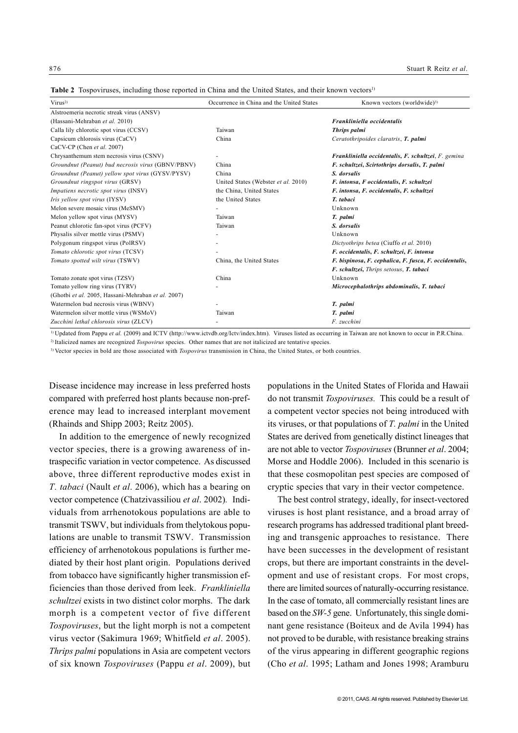**Table 2** Tospoviruses, including those reported in China and the United States, and their known vectors[1)]

| Virus[2)] | Occurrence in China and the United States | Known vectors (worldwide)[3)] |
|---|---|---|
| Alstroemeria necrotic streak virus (ANSV) (Hassani-Mehraban *et al.* 2010) | | ***Frankliniella occidentalis*** |
| Calla lily chlorotic spot virus (CCSV) | Taiwan | ***Thrips palmi*** |
| Capsicum chlorosis virus (CaCV) CaCV-CP (Chen *et al.* 2007) | China | *Ceratothripoides claratris*, ***T. palmi*** |
| Chrysanthemum stem necrosis virus (CSNV) | - | ***Frankliniella occidentalis*, *F. schultzei***, *F. gemina* |
| *Groundnut (Peanut) bud necrosis virus* (GBNV/PBNV) | China | ***F. schultzei*, *Scirtothrips dorsalis*, *T. palmi*** |
| *Groundnut (Peanut) yellow spot virus* (GYSV/PYSV) | China | ***S. dorsalis*** |
| *Groundnut ringspot virus* (GRSV) | United States (Webster *et al.* 2010) | ***F. intonsa*, *F occidentalis*, *F. schultzei*** |
| *Impatiens necrotic spot virus* (INSV) | the China, United States | ***F. intonsa*, *F. occidentalis*, *F. schultzei*** |
| *Iris yellow spot virus* (IYSV) | the United States | ***T. tabaci*** |
| Melon severe mosaic virus (MeSMV) | - | Unknown |
| Melon yellow spot virus (MYSV) | Taiwan | ***T. palmi*** |
| Peanut chlorotic fan-spot virus (PCFV) | Taiwan | ***S. dorsalis*** |
| Physalis silver mottle virus (PSMV) | - | Unknown |
| Polygonum ringspot virus (PolRSV) | - | *Dictyothrips betea* (Ciuffo *et al.* 2010) |
| *Tomato chlorotic spot virus* (TCSV) | - | ***F. occidentalis*, *F. schultzei*, *F. intonsa*** |
| *Tomato spotted wilt virus* (TSWV) | China, the United States | ***F. bispinosa*, *F. cephalica*, *F. fusca*, *F. occidentalis*, *F. schultzei***, *Thrips setosus*, ***T. tabaci*** |
| Tomato zonate spot virus (TZSV) | China | Unknown |
| Tomato yellow ring virus (TYRV) (Ghotbi *et al.* 2005, Hassani-Mehraban *et al.* 2007) | - | ***Microcephalothrips abdominalis*, *T. tabaci*** |
| Watermelon bud necrosis virus (WBNV) | - | ***T. palmi*** |
| Watermelon silver mottle virus (WSMoV) | Taiwan | ***T. palmi*** |
| *Zucchini lethal chlorosis virus* (ZLCV) | - | *F. zucchini* |

[1)] Updated from Pappu *et al.* (2009) and ICTV (http://www.ictvdb.org/Ictv/index.htm). Viruses listed as occurring in Taiwan are not known to occur in P.R.China.

[2)] Italicized names are recognized *Tospovirus* species. Other names that are not italicized are tentative species.

[3)] Vector species in bold are those associated with *Tospovirus* transmission in China, the United States, or both countries.

Disease incidence may increase in less preferred hosts compared with preferred host plants because non-preference may lead to increased interplant movement (Rhainds and Shipp 2003; Reitz 2005).

In addition to the emergence of newly recognized vector species, there is a growing awareness of intraspecific variation in vector competence. As discussed above, three different reproductive modes exist in *T. tabaci* (Nault *et al*. 2006), which has a bearing on vector competence (Chatzivassiliou *et al*. 2002). Individuals from arrhenotokous populations are able to transmit TSWV, but individuals from thelytokous populations are unable to transmit TSWV. Transmission efficiency of arrhenotokous populations is further mediated by their host plant origin. Populations derived from tobacco have significantly higher transmission efficiencies than those derived from leek. *Frankliniella schultzei* exists in two distinct color morphs. The dark morph is a competent vector of five different *Tospoviruses*, but the light morph is not a competent virus vector (Sakimura 1969; Whitfield *et al*. 2005). *Thrips palmi* populations in Asia are competent vectors of six known *Tospoviruses* (Pappu *et al*. 2009), but populations in the United States of Florida and Hawaii do not transmit *Tospoviruses.* This could be a result of a competent vector species not being introduced with its viruses, or that populations of *T. palmi* in the United States are derived from genetically distinct lineages that are not able to vector *Tospoviruses* (Brunner *et al*. 2004; Morse and Hoddle 2006). Included in this scenario is that these cosmopolitan pest species are composed of cryptic species that vary in their vector competence.

The best control strategy, ideally, for insect-vectored viruses is host plant resistance, and a broad array of research programs has addressed traditional plant breeding and transgenic approaches to resistance. There have been successes in the development of resistant crops, but there are important constraints in the development and use of resistant crops. For most crops, there are limited sources of naturally-occurring resistance. In the case of tomato, all commercially resistant lines are based on the *SW-5* gene. Unfortunately, this single dominant gene resistance (Boiteux and de Avila 1994) has not proved to be durable, with resistance breaking strains of the virus appearing in different geographic regions (Cho *et al*. 1995; Latham and Jones 1998; Aramburu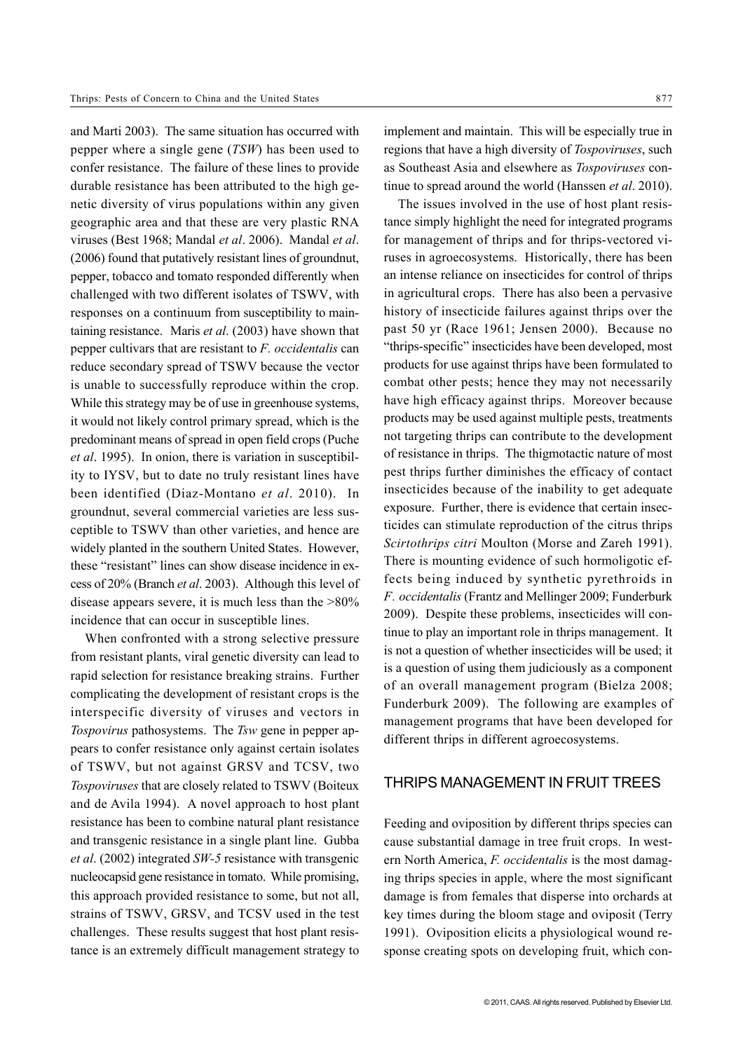and Marti 2003). The same situation has occurred with pepper where a single gene (*TSW*) has been used to confer resistance. The failure of these lines to provide durable resistance has been attributed to the high genetic diversity of virus populations within any given geographic area and that these are very plastic RNA viruses (Best 1968; Mandal *et al*. 2006). Mandal *et al*. (2006) found that putatively resistant lines of groundnut, pepper, tobacco and tomato responded differently when challenged with two different isolates of TSWV, with responses on a continuum from susceptibility to maintaining resistance. Maris *et al*. (2003) have shown that pepper cultivars that are resistant to *F. occidentalis* can reduce secondary spread of TSWV because the vector is unable to successfully reproduce within the crop. While this strategy may be of use in greenhouse systems, it would not likely control primary spread, which is the predominant means of spread in open field crops (Puche *et al*. 1995). In onion, there is variation in susceptibility to IYSV, but to date no truly resistant lines have been identified (Diaz-Montano *et al*. 2010). In groundnut, several commercial varieties are less susceptible to TSWV than other varieties, and hence are widely planted in the southern United States. However, these "resistant" lines can show disease incidence in excess of 20% (Branch *et al*. 2003). Although this level of disease appears severe, it is much less than the >80% incidence that can occur in susceptible lines.

When confronted with a strong selective pressure from resistant plants, viral genetic diversity can lead to rapid selection for resistance breaking strains. Further complicating the development of resistant crops is the interspecific diversity of viruses and vectors in *Tospovirus* pathosystems. The *Tsw* gene in pepper appears to confer resistance only against certain isolates of TSWV, but not against GRSV and TCSV, two *Tospoviruses* that are closely related to TSWV (Boiteux and de Avila 1994). A novel approach to host plant resistance has been to combine natural plant resistance and transgenic resistance in a single plant line. Gubba *et al*. (2002) integrated *SW-5* resistance with transgenic nucleocapsid gene resistance in tomato. While promising, this approach provided resistance to some, but not all, strains of TSWV, GRSV, and TCSV used in the test challenges. These results suggest that host plant resistance is an extremely difficult management strategy to implement and maintain. This will be especially true in regions that have a high diversity of *Tospoviruses*, such as Southeast Asia and elsewhere as *Tospoviruses* continue to spread around the world (Hanssen *et al*. 2010).

The issues involved in the use of host plant resistance simply highlight the need for integrated programs for management of thrips and for thrips-vectored viruses in agroecosystems. Historically, there has been an intense reliance on insecticides for control of thrips in agricultural crops. There has also been a pervasive history of insecticide failures against thrips over the past 50 yr (Race 1961; Jensen 2000). Because no "thrips-specific" insecticides have been developed, most products for use against thrips have been formulated to combat other pests; hence they may not necessarily have high efficacy against thrips. Moreover because products may be used against multiple pests, treatments not targeting thrips can contribute to the development of resistance in thrips. The thigmotactic nature of most pest thrips further diminishes the efficacy of contact insecticides because of the inability to get adequate exposure. Further, there is evidence that certain insecticides can stimulate reproduction of the citrus thrips *Scirtothrips citri* Moulton (Morse and Zareh 1991). There is mounting evidence of such hormoligotic effects being induced by synthetic pyrethroids in *F. occidentalis* (Frantz and Mellinger 2009; Funderburk 2009). Despite these problems, insecticides will continue to play an important role in thrips management. It is not a question of whether insecticides will be used; it is a question of using them judiciously as a component of an overall management program (Bielza 2008; Funderburk 2009). The following are examples of management programs that have been developed for different thrips in different agroecosystems.

## THRIPS MANAGEMENT IN FRUIT TREES

Feeding and oviposition by different thrips species can cause substantial damage in tree fruit crops. In western North America, *F. occidentalis* is the most damaging thrips species in apple, where the most significant damage is from females that disperse into orchards at key times during the bloom stage and oviposit (Terry 1991). Oviposition elicits a physiological wound response creating spots on developing fruit, which con-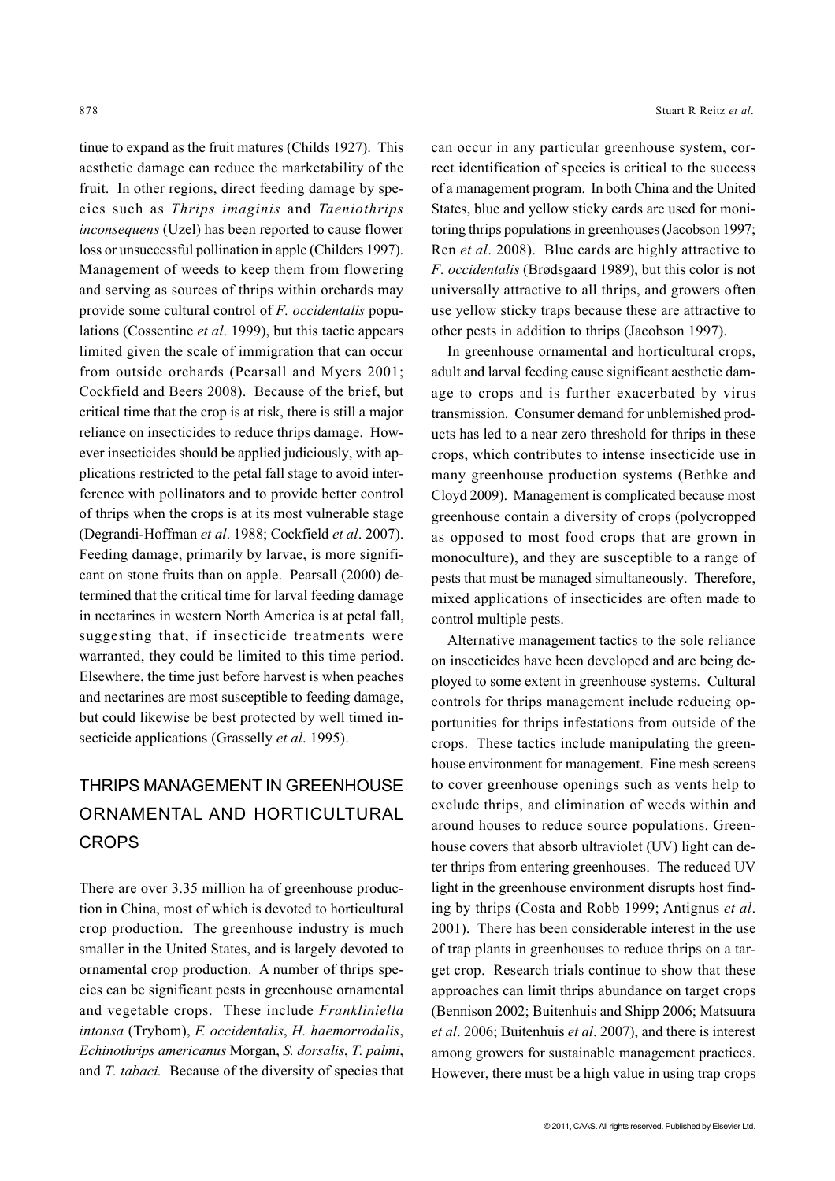tinue to expand as the fruit matures (Childs 1927). This aesthetic damage can reduce the marketability of the fruit. In other regions, direct feeding damage by species such as *Thrips imaginis* and *Taeniothrips inconsequens* (Uzel) has been reported to cause flower loss or unsuccessful pollination in apple (Childers 1997). Management of weeds to keep them from flowering and serving as sources of thrips within orchards may provide some cultural control of *F. occidentalis* populations (Cossentine *et al*. 1999), but this tactic appears limited given the scale of immigration that can occur from outside orchards (Pearsall and Myers 2001; Cockfield and Beers 2008). Because of the brief, but critical time that the crop is at risk, there is still a major reliance on insecticides to reduce thrips damage. However insecticides should be applied judiciously, with applications restricted to the petal fall stage to avoid interference with pollinators and to provide better control of thrips when the crops is at its most vulnerable stage (Degrandi-Hoffman *et al*. 1988; Cockfield *et al*. 2007). Feeding damage, primarily by larvae, is more significant on stone fruits than on apple. Pearsall (2000) determined that the critical time for larval feeding damage in nectarines in western North America is at petal fall, suggesting that, if insecticide treatments were warranted, they could be limited to this time period. Elsewhere, the time just before harvest is when peaches and nectarines are most susceptible to feeding damage, but could likewise be best protected by well timed insecticide applications (Grasselly *et al*. 1995).

## THRIPS MANAGEMENT IN GREENHOUSE ORNAMENTAL AND HORTICULTURAL CROPS

There are over 3.35 million ha of greenhouse production in China, most of which is devoted to horticultural crop production. The greenhouse industry is much smaller in the United States, and is largely devoted to ornamental crop production. A number of thrips species can be significant pests in greenhouse ornamental and vegetable crops. These include *Frankliniella intonsa* (Trybom), *F. occidentalis*, *H. haemorrodalis*, *Echinothrips americanus* Morgan, *S. dorsalis*, *T. palmi*, and *T. tabaci.* Because of the diversity of species that can occur in any particular greenhouse system, correct identification of species is critical to the success of a management program. In both China and the United States, blue and yellow sticky cards are used for monitoring thrips populations in greenhouses (Jacobson 1997; Ren *et al*. 2008). Blue cards are highly attractive to *F. occidentalis* (Brødsgaard 1989), but this color is not universally attractive to all thrips, and growers often use yellow sticky traps because these are attractive to other pests in addition to thrips (Jacobson 1997).

In greenhouse ornamental and horticultural crops, adult and larval feeding cause significant aesthetic damage to crops and is further exacerbated by virus transmission. Consumer demand for unblemished products has led to a near zero threshold for thrips in these crops, which contributes to intense insecticide use in many greenhouse production systems (Bethke and Cloyd 2009). Management is complicated because most greenhouse contain a diversity of crops (polycropped as opposed to most food crops that are grown in monoculture), and they are susceptible to a range of pests that must be managed simultaneously. Therefore, mixed applications of insecticides are often made to control multiple pests.

Alternative management tactics to the sole reliance on insecticides have been developed and are being deployed to some extent in greenhouse systems. Cultural controls for thrips management include reducing opportunities for thrips infestations from outside of the crops. These tactics include manipulating the greenhouse environment for management. Fine mesh screens to cover greenhouse openings such as vents help to exclude thrips, and elimination of weeds within and around houses to reduce source populations. Greenhouse covers that absorb ultraviolet (UV) light can deter thrips from entering greenhouses. The reduced UV light in the greenhouse environment disrupts host finding by thrips (Costa and Robb 1999; Antignus *et al*. 2001). There has been considerable interest in the use of trap plants in greenhouses to reduce thrips on a target crop. Research trials continue to show that these approaches can limit thrips abundance on target crops (Bennison 2002; Buitenhuis and Shipp 2006; Matsuura *et al*. 2006; Buitenhuis *et al*. 2007), and there is interest among growers for sustainable management practices. However, there must be a high value in using trap crops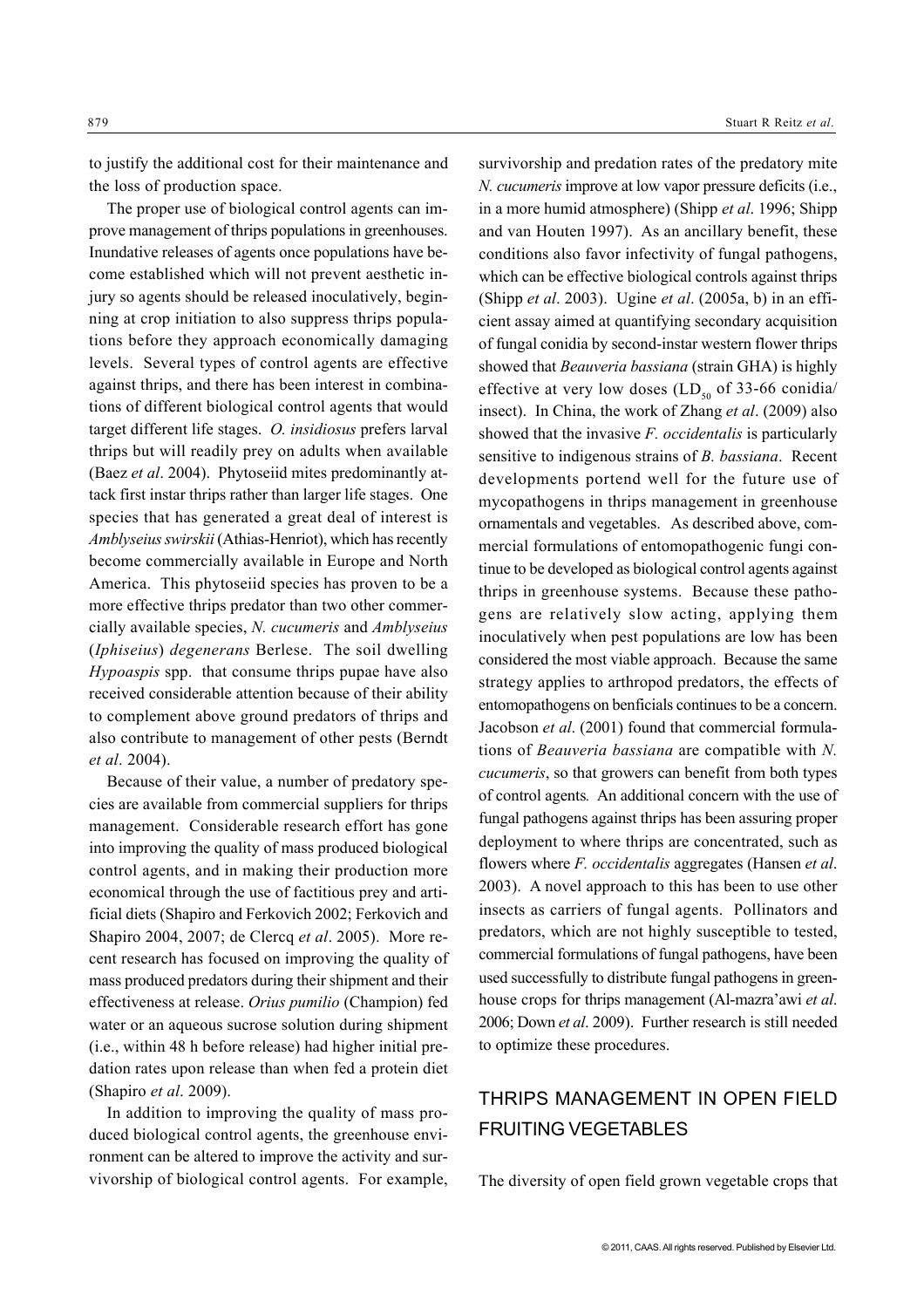to justify the additional cost for their maintenance and the loss of production space.

The proper use of biological control agents can improve management of thrips populations in greenhouses. Inundative releases of agents once populations have become established which will not prevent aesthetic injury so agents should be released inoculatively, beginning at crop initiation to also suppress thrips populations before they approach economically damaging levels. Several types of control agents are effective against thrips, and there has been interest in combinations of different biological control agents that would target different life stages. *O. insidiosus* prefers larval thrips but will readily prey on adults when available (Baez *et al*. 2004). Phytoseiid mites predominantly attack first instar thrips rather than larger life stages. One species that has generated a great deal of interest is *Amblyseius swirskii* (Athias-Henriot), which has recently become commercially available in Europe and North America. This phytoseiid species has proven to be a more effective thrips predator than two other commercially available species, *N. cucumeris* and *Amblyseius* (*Iphiseius*) *degenerans* Berlese. The soil dwelling *Hypoaspis* spp. that consume thrips pupae have also received considerable attention because of their ability to complement above ground predators of thrips and also contribute to management of other pests (Berndt *et al*. 2004).

Because of their value, a number of predatory species are available from commercial suppliers for thrips management. Considerable research effort has gone into improving the quality of mass produced biological control agents, and in making their production more economical through the use of factitious prey and artificial diets (Shapiro and Ferkovich 2002; Ferkovich and Shapiro 2004, 2007; de Clercq *et al*. 2005). More recent research has focused on improving the quality of mass produced predators during their shipment and their effectiveness at release. *Orius pumilio* (Champion) fed water or an aqueous sucrose solution during shipment (i.e., within 48 h before release) had higher initial predation rates upon release than when fed a protein diet (Shapiro *et al*. 2009).

In addition to improving the quality of mass produced biological control agents, the greenhouse environment can be altered to improve the activity and survivorship of biological control agents. For example, survivorship and predation rates of the predatory mite *N. cucumeris* improve at low vapor pressure deficits (i.e., in a more humid atmosphere) (Shipp *et al*. 1996; Shipp and van Houten 1997). As an ancillary benefit, these conditions also favor infectivity of fungal pathogens, which can be effective biological controls against thrips (Shipp *et al*. 2003). Ugine *et al*. (2005a, b) in an efficient assay aimed at quantifying secondary acquisition of fungal conidia by second-instar western flower thrips showed that *Beauveria bassiana* (strain GHA) is highly effective at very low doses ($LD_{50}$ of 33-66 conidia/insect). In China, the work of Zhang *et al*. (2009) also showed that the invasive *F. occidentalis* is particularly sensitive to indigenous strains of *B. bassiana*. Recent developments portend well for the future use of mycopathogens in thrips management in greenhouse ornamentals and vegetables. As described above, commercial formulations of entomopathogenic fungi continue to be developed as biological control agents against thrips in greenhouse systems. Because these pathogens are relatively slow acting, applying them inoculatively when pest populations are low has been considered the most viable approach. Because the same strategy applies to arthropod predators, the effects of entomopathogens on benficials continues to be a concern. Jacobson *et al*. (2001) found that commercial formulations of *Beauveria bassiana* are compatible with *N. cucumeris*, so that growers can benefit from both types of control agents. An additional concern with the use of fungal pathogens against thrips has been assuring proper deployment to where thrips are concentrated, such as flowers where *F. occidentalis* aggregates (Hansen *et al*. 2003). A novel approach to this has been to use other insects as carriers of fungal agents. Pollinators and predators, which are not highly susceptible to tested, commercial formulations of fungal pathogens, have been used successfully to distribute fungal pathogens in greenhouse crops for thrips management (Al-mazra'awi *et al*. 2006; Down *et al*. 2009). Further research is still needed to optimize these procedures.

## THRIPS MANAGEMENT IN OPEN FIELD FRUITING VEGETABLES

The diversity of open field grown vegetable crops that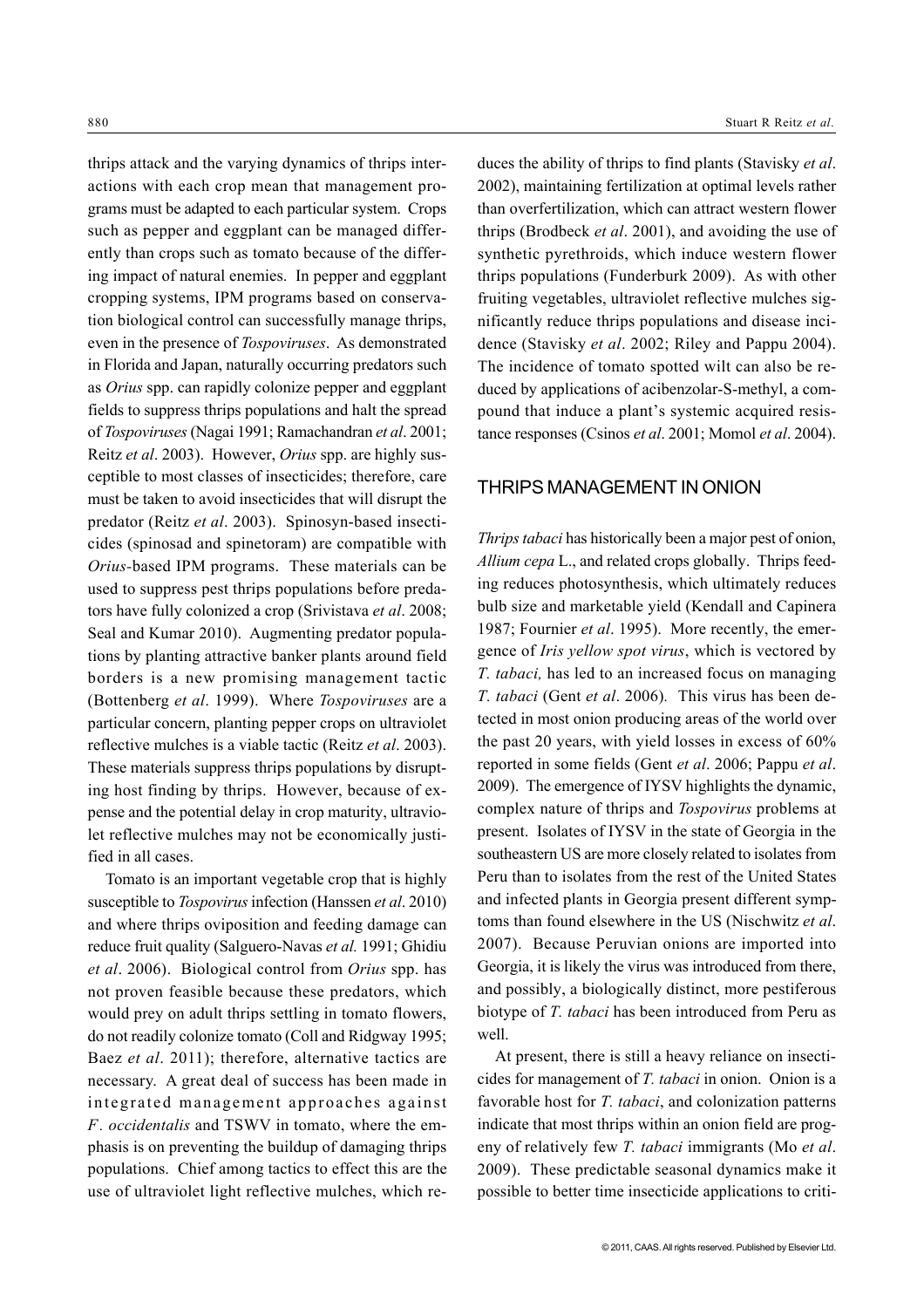thrips attack and the varying dynamics of thrips interactions with each crop mean that management programs must be adapted to each particular system. Crops such as pepper and eggplant can be managed differently than crops such as tomato because of the differing impact of natural enemies. In pepper and eggplant cropping systems, IPM programs based on conservation biological control can successfully manage thrips, even in the presence of *Tospoviruses*. As demonstrated in Florida and Japan, naturally occurring predators such as *Orius* spp. can rapidly colonize pepper and eggplant fields to suppress thrips populations and halt the spread of *Tospoviruses* (Nagai 1991; Ramachandran *et al*. 2001; Reitz *et al*. 2003). However, *Orius* spp. are highly susceptible to most classes of insecticides; therefore, care must be taken to avoid insecticides that will disrupt the predator (Reitz *et al*. 2003). Spinosyn-based insecticides (spinosad and spinetoram) are compatible with *Orius*-based IPM programs. These materials can be used to suppress pest thrips populations before predators have fully colonized a crop (Srivistava *et al*. 2008; Seal and Kumar 2010). Augmenting predator populations by planting attractive banker plants around field borders is a new promising management tactic (Bottenberg *et al*. 1999). Where *Tospoviruses* are a particular concern, planting pepper crops on ultraviolet reflective mulches is a viable tactic (Reitz *et al*. 2003). These materials suppress thrips populations by disrupting host finding by thrips. However, because of expense and the potential delay in crop maturity, ultraviolet reflective mulches may not be economically justified in all cases.

Tomato is an important vegetable crop that is highly susceptible to *Tospovirus* infection (Hanssen *et al*. 2010) and where thrips oviposition and feeding damage can reduce fruit quality (Salguero-Navas *et al.* 1991; Ghidiu *et al*. 2006). Biological control from *Orius* spp. has not proven feasible because these predators, which would prey on adult thrips settling in tomato flowers, do not readily colonize tomato (Coll and Ridgway 1995; Baez *et al*. 2011); therefore, alternative tactics are necessary. A great deal of success has been made in integrated management approaches against *F. occidentalis* and TSWV in tomato, where the emphasis is on preventing the buildup of damaging thrips populations. Chief among tactics to effect this are the use of ultraviolet light reflective mulches, which reduces the ability of thrips to find plants (Stavisky *et al*. 2002), maintaining fertilization at optimal levels rather than overfertilization, which can attract western flower thrips (Brodbeck *et al*. 2001), and avoiding the use of synthetic pyrethroids, which induce western flower thrips populations (Funderburk 2009). As with other fruiting vegetables, ultraviolet reflective mulches significantly reduce thrips populations and disease incidence (Stavisky *et al*. 2002; Riley and Pappu 2004). The incidence of tomato spotted wilt can also be reduced by applications of acibenzolar-S-methyl, a compound that induce a plant's systemic acquired resistance responses (Csinos *et al*. 2001; Momol *et al*. 2004).

## THRIPS MANAGEMENT IN ONION

*Thrips tabaci* has historically been a major pest of onion, *Allium cepa* L., and related crops globally. Thrips feeding reduces photosynthesis, which ultimately reduces bulb size and marketable yield (Kendall and Capinera 1987; Fournier *et al*. 1995). More recently, the emergence of *Iris yellow spot virus*, which is vectored by *T. tabaci,* has led to an increased focus on managing *T. tabaci* (Gent *et al*. 2006). This virus has been detected in most onion producing areas of the world over the past 20 years, with yield losses in excess of 60% reported in some fields (Gent *et al*. 2006; Pappu *et al*. 2009). The emergence of IYSV highlights the dynamic, complex nature of thrips and *Tospovirus* problems at present. Isolates of IYSV in the state of Georgia in the southeastern US are more closely related to isolates from Peru than to isolates from the rest of the United States and infected plants in Georgia present different symptoms than found elsewhere in the US (Nischwitz *et al*. 2007). Because Peruvian onions are imported into Georgia, it is likely the virus was introduced from there, and possibly, a biologically distinct, more pestiferous biotype of *T. tabaci* has been introduced from Peru as well.

At present, there is still a heavy reliance on insecticides for management of *T. tabaci* in onion. Onion is a favorable host for *T. tabaci*, and colonization patterns indicate that most thrips within an onion field are progeny of relatively few *T. tabaci* immigrants (Mo *et al*. 2009). These predictable seasonal dynamics make it possible to better time insecticide applications to criti-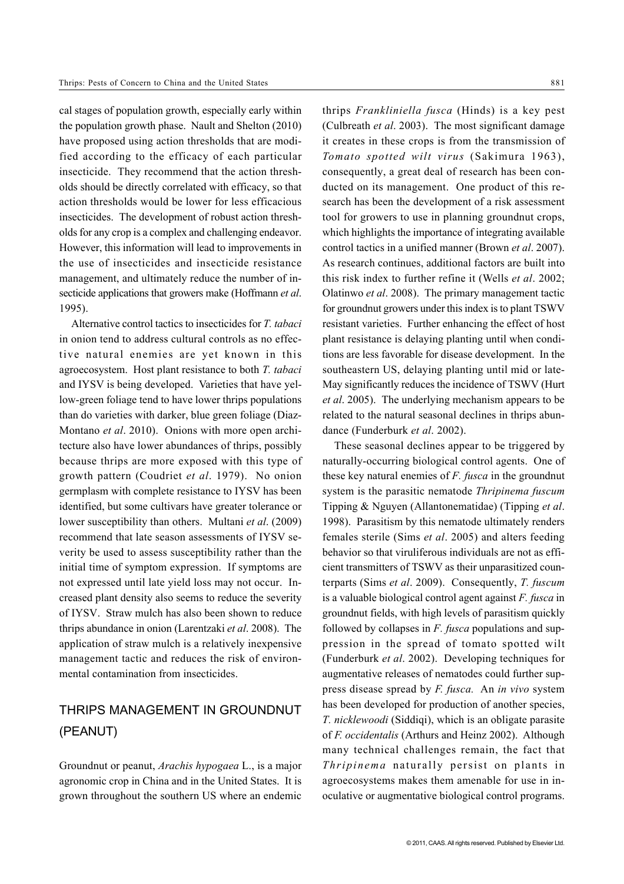cal stages of population growth, especially early within the population growth phase. Nault and Shelton (2010) have proposed using action thresholds that are modified according to the efficacy of each particular insecticide. They recommend that the action thresholds should be directly correlated with efficacy, so that action thresholds would be lower for less efficacious insecticides. The development of robust action thresholds for any crop is a complex and challenging endeavor. However, this information will lead to improvements in the use of insecticides and insecticide resistance management, and ultimately reduce the number of insecticide applications that growers make (Hoffmann *et al*. 1995).

Alternative control tactics to insecticides for *T. tabaci* in onion tend to address cultural controls as no effective natural enemies are yet known in this agroecosystem. Host plant resistance to both *T. tabaci* and IYSV is being developed. Varieties that have yellow-green foliage tend to have lower thrips populations than do varieties with darker, blue green foliage (Diaz-Montano *et al*. 2010). Onions with more open architecture also have lower abundances of thrips, possibly because thrips are more exposed with this type of growth pattern (Coudriet *et al*. 1979). No onion germplasm with complete resistance to IYSV has been identified, but some cultivars have greater tolerance or lower susceptibility than others. Multani *et al*. (2009) recommend that late season assessments of IYSV severity be used to assess susceptibility rather than the initial time of symptom expression. If symptoms are not expressed until late yield loss may not occur. Increased plant density also seems to reduce the severity of IYSV. Straw mulch has also been shown to reduce thrips abundance in onion (Larentzaki *et al*. 2008). The application of straw mulch is a relatively inexpensive management tactic and reduces the risk of environmental contamination from insecticides.

## THRIPS MANAGEMENT IN GROUNDNUT (PEANUT)

Groundnut or peanut, *Arachis hypogaea* L., is a major agronomic crop in China and in the United States. It is grown throughout the southern US where an endemic thrips *Frankliniella fusca* (Hinds) is a key pest (Culbreath *et al*. 2003). The most significant damage it creates in these crops is from the transmission of *Tomato spotted wilt virus* (Sakimura 1963), consequently, a great deal of research has been conducted on its management. One product of this research has been the development of a risk assessment tool for growers to use in planning groundnut crops, which highlights the importance of integrating available control tactics in a unified manner (Brown *et al*. 2007). As research continues, additional factors are built into this risk index to further refine it (Wells *et al*. 2002; Olatinwo *et al*. 2008). The primary management tactic for groundnut growers under this index is to plant TSWV resistant varieties. Further enhancing the effect of host plant resistance is delaying planting until when conditions are less favorable for disease development. In the southeastern US, delaying planting until mid or late-May significantly reduces the incidence of TSWV (Hurt *et al*. 2005). The underlying mechanism appears to be related to the natural seasonal declines in thrips abundance (Funderburk *et al*. 2002).

These seasonal declines appear to be triggered by naturally-occurring biological control agents. One of these key natural enemies of *F. fusca* in the groundnut system is the parasitic nematode *Thripinema fuscum* Tipping & Nguyen (Allantonematidae) (Tipping *et al*. 1998). Parasitism by this nematode ultimately renders females sterile (Sims *et al*. 2005) and alters feeding behavior so that viruliferous individuals are not as efficient transmitters of TSWV as their unparasitized counterparts (Sims *et al*. 2009). Consequently, *T. fuscum* is a valuable biological control agent against *F. fusca* in groundnut fields, with high levels of parasitism quickly followed by collapses in *F. fusca* populations and suppression in the spread of tomato spotted wilt (Funderburk *et al*. 2002). Developing techniques for augmentative releases of nematodes could further suppress disease spread by *F. fusca.* An *in vivo* system has been developed for production of another species, *T. nicklewoodi* (Siddiqi), which is an obligate parasite of *F. occidentalis* (Arthurs and Heinz 2002). Although many technical challenges remain, the fact that *Thripinema* naturally persist on plants in agroecosystems makes them amenable for use in inoculative or augmentative biological control programs.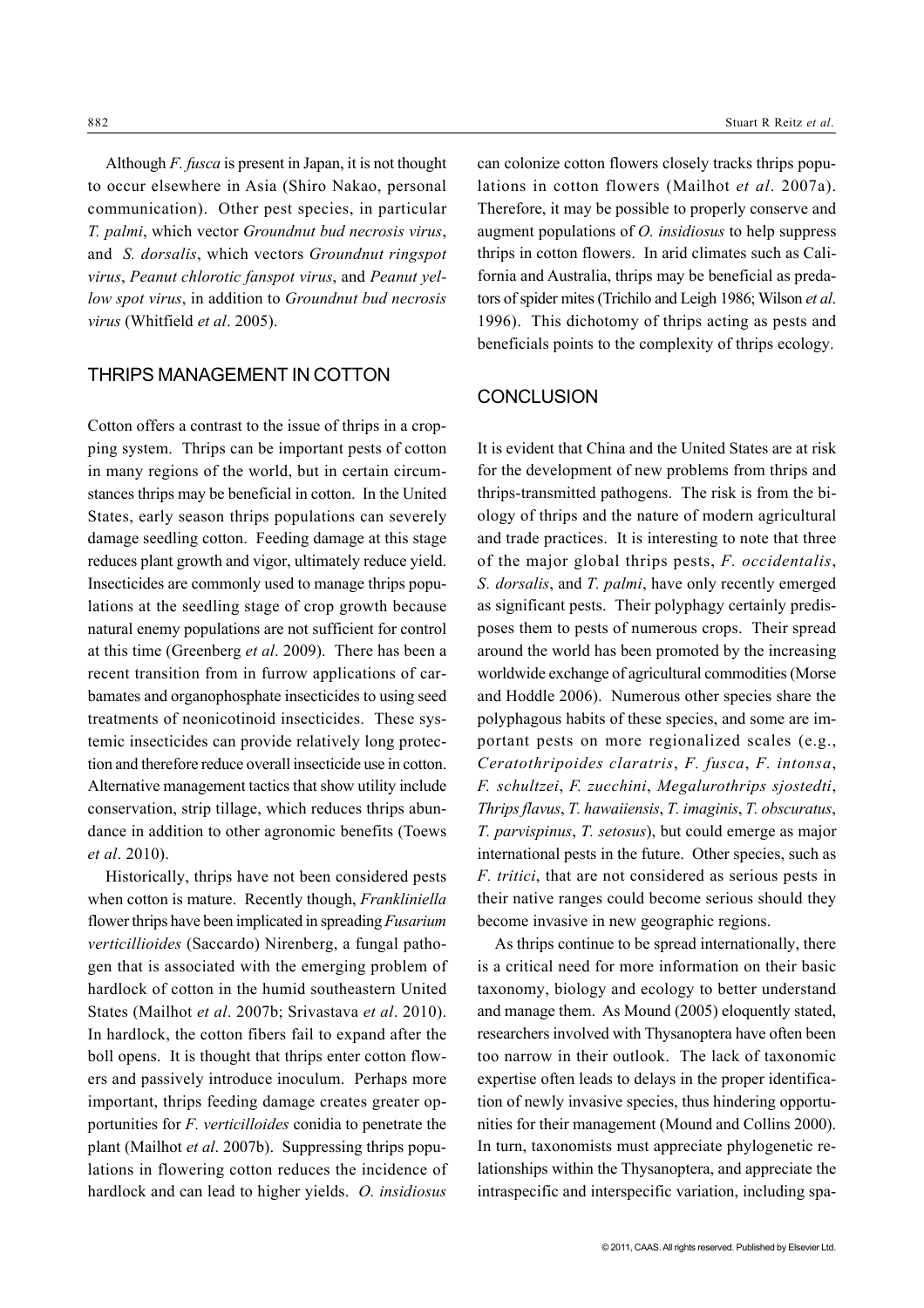Although *F. fusca* is present in Japan, it is not thought to occur elsewhere in Asia (Shiro Nakao, personal communication). Other pest species, in particular *T. palmi*, which vector *Groundnut bud necrosis virus*, and *S. dorsalis*, which vectors *Groundnut ringspot virus*, *Peanut chlorotic fanspot virus*, and *Peanut yellow spot virus*, in addition to *Groundnut bud necrosis virus* (Whitfield *et al*. 2005).

## THRIPS MANAGEMENT IN COTTON

Cotton offers a contrast to the issue of thrips in a cropping system. Thrips can be important pests of cotton in many regions of the world, but in certain circumstances thrips may be beneficial in cotton. In the United States, early season thrips populations can severely damage seedling cotton. Feeding damage at this stage reduces plant growth and vigor, ultimately reduce yield. Insecticides are commonly used to manage thrips populations at the seedling stage of crop growth because natural enemy populations are not sufficient for control at this time (Greenberg *et al*. 2009). There has been a recent transition from in furrow applications of carbamates and organophosphate insecticides to using seed treatments of neonicotinoid insecticides. These systemic insecticides can provide relatively long protection and therefore reduce overall insecticide use in cotton. Alternative management tactics that show utility include conservation, strip tillage, which reduces thrips abundance in addition to other agronomic benefits (Toews *et al*. 2010).

Historically, thrips have not been considered pests when cotton is mature. Recently though, *Frankliniella* flower thrips have been implicated in spreading *Fusarium verticillioides* (Saccardo) Nirenberg, a fungal pathogen that is associated with the emerging problem of hardlock of cotton in the humid southeastern United States (Mailhot *et al*. 2007b; Srivastava *et al*. 2010). In hardlock, the cotton fibers fail to expand after the boll opens. It is thought that thrips enter cotton flowers and passively introduce inoculum. Perhaps more important, thrips feeding damage creates greater opportunities for *F. verticilloides* conidia to penetrate the plant (Mailhot *et al*. 2007b). Suppressing thrips populations in flowering cotton reduces the incidence of hardlock and can lead to higher yields. *O. insidiosus* can colonize cotton flowers closely tracks thrips populations in cotton flowers (Mailhot *et al*. 2007a). Therefore, it may be possible to properly conserve and augment populations of *O. insidiosus* to help suppress thrips in cotton flowers. In arid climates such as California and Australia, thrips may be beneficial as predators of spider mites (Trichilo and Leigh 1986; Wilson *et al*. 1996). This dichotomy of thrips acting as pests and beneficials points to the complexity of thrips ecology.

## CONCLUSION

It is evident that China and the United States are at risk for the development of new problems from thrips and thrips-transmitted pathogens. The risk is from the biology of thrips and the nature of modern agricultural and trade practices. It is interesting to note that three of the major global thrips pests, *F. occidentalis*, *S. dorsalis*, and *T. palmi*, have only recently emerged as significant pests. Their polyphagy certainly predisposes them to pests of numerous crops. Their spread around the world has been promoted by the increasing worldwide exchange of agricultural commodities (Morse and Hoddle 2006). Numerous other species share the polyphagous habits of these species, and some are important pests on more regionalized scales (e.g., *Ceratothripoides claratris*, *F. fusca*, *F. intonsa*, *F. schultzei*, *F. zucchini*, *Megalurothrips sjostedti*, *Thrips flavus*, *T. hawaiiensis*, *T. imaginis*, *T. obscuratus*, *T. parvispinus*, *T. setosus*), but could emerge as major international pests in the future. Other species, such as *F. tritici*, that are not considered as serious pests in their native ranges could become serious should they become invasive in new geographic regions.

As thrips continue to be spread internationally, there is a critical need for more information on their basic taxonomy, biology and ecology to better understand and manage them. As Mound (2005) eloquently stated, researchers involved with Thysanoptera have often been too narrow in their outlook. The lack of taxonomic expertise often leads to delays in the proper identification of newly invasive species, thus hindering opportunities for their management (Mound and Collins 2000). In turn, taxonomists must appreciate phylogenetic relationships within the Thysanoptera, and appreciate the intraspecific and interspecific variation, including spa-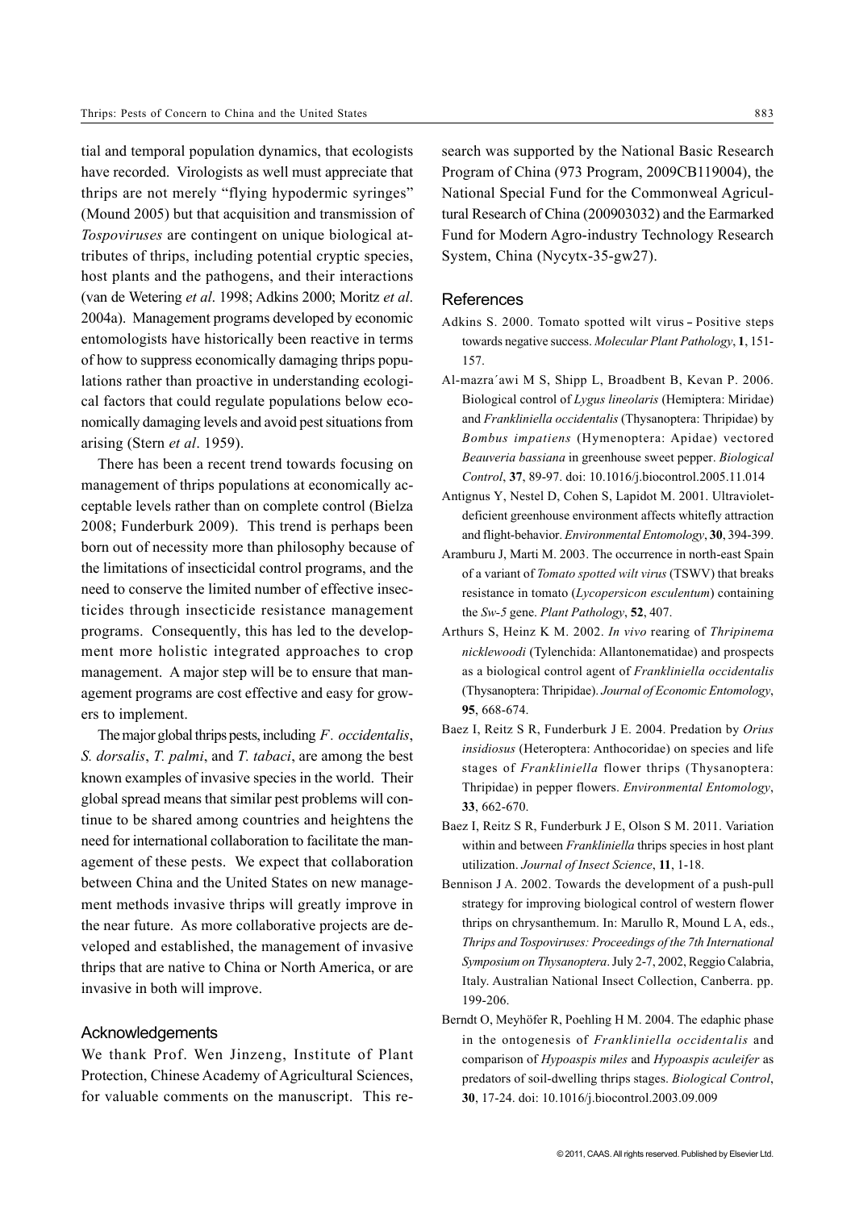tial and temporal population dynamics, that ecologists have recorded. Virologists as well must appreciate that thrips are not merely "flying hypodermic syringes" (Mound 2005) but that acquisition and transmission of *Tospoviruses* are contingent on unique biological attributes of thrips, including potential cryptic species, host plants and the pathogens, and their interactions (van de Wetering *et al*. 1998; Adkins 2000; Moritz *et al*. 2004a). Management programs developed by economic entomologists have historically been reactive in terms of how to suppress economically damaging thrips populations rather than proactive in understanding ecological factors that could regulate populations below economically damaging levels and avoid pest situations from arising (Stern *et al*. 1959).

There has been a recent trend towards focusing on management of thrips populations at economically acceptable levels rather than on complete control (Bielza 2008; Funderburk 2009). This trend is perhaps been born out of necessity more than philosophy because of the limitations of insecticidal control programs, and the need to conserve the limited number of effective insecticides through insecticide resistance management programs. Consequently, this has led to the development more holistic integrated approaches to crop management. A major step will be to ensure that management programs are cost effective and easy for growers to implement.

The major global thrips pests, including *F. occidentalis*, *S. dorsalis*, *T. palmi*, and *T. tabaci*, are among the best known examples of invasive species in the world. Their global spread means that similar pest problems will continue to be shared among countries and heightens the need for international collaboration to facilitate the management of these pests. We expect that collaboration between China and the United States on new management methods invasive thrips will greatly improve in the near future. As more collaborative projects are developed and established, the management of invasive thrips that are native to China or North America, or are invasive in both will improve.

## Acknowledgements

We thank Prof. Wen Jinzeng, Institute of Plant Protection, Chinese Academy of Agricultural Sciences, for valuable comments on the manuscript. This research was supported by the National Basic Research Program of China (973 Program, 2009CB119004), the National Special Fund for the Commonweal Agricultural Research of China (200903032) and the Earmarked Fund for Modern Agro-industry Technology Research System, China (Nycytx-35-gw27).

## References

Adkins S. 2000. Tomato spotted wilt virus - Positive steps towards negative success. *Molecular Plant Pathology*, **1**, 151-157.

Al-mazra´awi M S, Shipp L, Broadbent B, Kevan P. 2006. Biological control of *Lygus lineolaris* (Hemiptera: Miridae) and *Frankliniella occidentalis* (Thysanoptera: Thripidae) by *Bombus impatiens* (Hymenoptera: Apidae) vectored *Beauveria bassiana* in greenhouse sweet pepper. *Biological Control*, **37**, 89-97. doi: 10.1016/j.biocontrol.2005.11.014

Antignus Y, Nestel D, Cohen S, Lapidot M. 2001. Ultraviolet-deficient greenhouse environment affects whitefly attraction and flight-behavior. *Environmental Entomology*, **30**, 394-399.

Aramburu J, Marti M. 2003. The occurrence in north-east Spain of a variant of *Tomato spotted wilt virus* (TSWV) that breaks resistance in tomato (*Lycopersicon esculentum*) containing the *Sw-5* gene. *Plant Pathology*, **52**, 407.

Arthurs S, Heinz K M. 2002. *In vivo* rearing of *Thripinema nicklewoodi* (Tylenchida: Allantonematidae) and prospects as a biological control agent of *Frankliniella occidentalis* (Thysanoptera: Thripidae). *Journal of Economic Entomology*, **95**, 668-674.

Baez I, Reitz S R, Funderburk J E. 2004. Predation by *Orius insidiosus* (Heteroptera: Anthocoridae) on species and life stages of *Frankliniella* flower thrips (Thysanoptera: Thripidae) in pepper flowers. *Environmental Entomology*, **33**, 662-670.

Baez I, Reitz S R, Funderburk J E, Olson S M. 2011. Variation within and between *Frankliniella* thrips species in host plant utilization. *Journal of Insect Science*, **11**, 1-18.

Bennison J A. 2002. Towards the development of a push-pull strategy for improving biological control of western flower thrips on chrysanthemum. In: Marullo R, Mound L A, eds., *Thrips and Tospoviruses: Proceedings of the 7th International Symposium on Thysanoptera*. July 2-7, 2002, Reggio Calabria, Italy. Australian National Insect Collection, Canberra. pp. 199-206.

Berndt O, Meyhöfer R, Poehling H M. 2004. The edaphic phase in the ontogenesis of *Frankliniella occidentalis* and comparison of *Hypoaspis miles* and *Hypoaspis aculeifer* as predators of soil-dwelling thrips stages. *Biological Control*, **30**, 17-24. doi: 10.1016/j.biocontrol.2003.09.009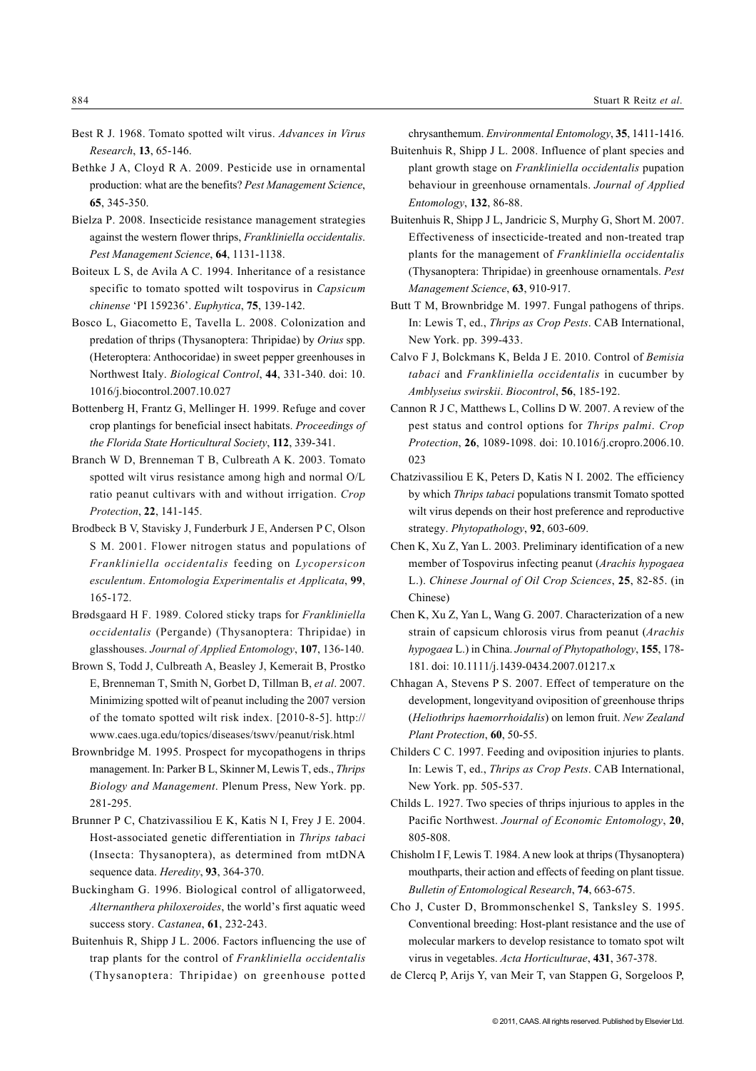Best R J. 1968. Tomato spotted wilt virus. *Advances in Virus Research*, **13**, 65-146.

Bethke J A, Cloyd R A. 2009. Pesticide use in ornamental production: what are the benefits? *Pest Management Science*, **65**, 345-350.

Bielza P. 2008. Insecticide resistance management strategies against the western flower thrips, *Frankliniella occidentalis*. *Pest Management Science*, **64**, 1131-1138.

Boiteux L S, de Avila A C. 1994. Inheritance of a resistance specific to tomato spotted wilt tospovirus in *Capsicum chinense* 'PI 159236'. *Euphytica*, **75**, 139-142.

Bosco L, Giacometto E, Tavella L. 2008. Colonization and predation of thrips (Thysanoptera: Thripidae) by *Orius* spp. (Heteroptera: Anthocoridae) in sweet pepper greenhouses in Northwest Italy. *Biological Control*, **44**, 331-340. doi: 10.1016/j.biocontrol.2007.10.027

Bottenberg H, Frantz G, Mellinger H. 1999. Refuge and cover crop plantings for beneficial insect habitats. *Proceedings of the Florida State Horticultural Society*, **112**, 339-341.

Branch W D, Brenneman T B, Culbreath A K. 2003. Tomato spotted wilt virus resistance among high and normal O/L ratio peanut cultivars with and without irrigation. *Crop Protection*, **22**, 141-145.

Brodbeck B V, Stavisky J, Funderburk J E, Andersen P C, Olson S M. 2001. Flower nitrogen status and populations of *Frankliniella occidentalis* feeding on *Lycopersicon esculentum*. *Entomologia Experimentalis et Applicata*, **99**, 165-172.

Brødsgaard H F. 1989. Colored sticky traps for *Frankliniella occidentalis* (Pergande) (Thysanoptera: Thripidae) in glasshouses. *Journal of Applied Entomology*, **107**, 136-140.

Brown S, Todd J, Culbreath A, Beasley J, Kemerait B, Prostko E, Brenneman T, Smith N, Gorbet D, Tillman B, *et al*. 2007. Minimizing spotted wilt of peanut including the 2007 version of the tomato spotted wilt risk index. [2010-8-5]. http://www.caes.uga.edu/topics/diseases/tswv/peanut/risk.html

Brownbridge M. 1995. Prospect for mycopathogens in thrips management. In: Parker B L, Skinner M, Lewis T, eds., *Thrips Biology and Management*. Plenum Press, New York. pp. 281-295.

Brunner P C, Chatzivassiliou E K, Katis N I, Frey J E. 2004. Host-associated genetic differentiation in *Thrips tabaci* (Insecta: Thysanoptera), as determined from mtDNA sequence data. *Heredity*, **93**, 364-370.

Buckingham G. 1996. Biological control of alligatorweed, *Alternanthera philoxeroides*, the world's first aquatic weed success story. *Castanea*, **61**, 232-243.

Buitenhuis R, Shipp J L. 2006. Factors influencing the use of trap plants for the control of *Frankliniella occidentalis* (Thysanoptera: Thripidae) on greenhouse potted chrysanthemum. *Environmental Entomology*, **35**, 1411-1416.

Buitenhuis R, Shipp J L. 2008. Influence of plant species and plant growth stage on *Frankliniella occidentalis* pupation behaviour in greenhouse ornamentals. *Journal of Applied Entomology*, **132**, 86-88.

Buitenhuis R, Shipp J L, Jandricic S, Murphy G, Short M. 2007. Effectiveness of insecticide-treated and non-treated trap plants for the management of *Frankliniella occidentalis* (Thysanoptera: Thripidae) in greenhouse ornamentals. *Pest Management Science*, **63**, 910-917.

Butt T M, Brownbridge M. 1997. Fungal pathogens of thrips. In: Lewis T, ed., *Thrips as Crop Pests*. CAB International, New York. pp. 399-433.

Calvo F J, Bolckmans K, Belda J E. 2010. Control of *Bemisia tabaci* and *Frankliniella occidentalis* in cucumber by *Amblyseius swirskii*. *Biocontrol*, **56**, 185-192.

Cannon R J C, Matthews L, Collins D W. 2007. A review of the pest status and control options for *Thrips palmi*. *Crop Protection*, **26**, 1089-1098. doi: 10.1016/j.cropro.2006.10.023

Chatzivassiliou E K, Peters D, Katis N I. 2002. The efficiency by which *Thrips tabaci* populations transmit Tomato spotted wilt virus depends on their host preference and reproductive strategy. *Phytopathology*, **92**, 603-609.

Chen K, Xu Z, Yan L. 2003. Preliminary identification of a new member of Tospovirus infecting peanut (*Arachis hypogaea* L.). *Chinese Journal of Oil Crop Sciences*, **25**, 82-85. (in Chinese)

Chen K, Xu Z, Yan L, Wang G. 2007. Characterization of a new strain of capsicum chlorosis virus from peanut (*Arachis hypogaea* L.) in China. *Journal of Phytopathology*, **155**, 178-181. doi: 10.1111/j.1439-0434.2007.01217.x

Chhagan A, Stevens P S. 2007. Effect of temperature on the development, longevityand oviposition of greenhouse thrips (*Heliothrips haemorrhoidalis*) on lemon fruit. *New Zealand Plant Protection*, **60**, 50-55.

Childers C C. 1997. Feeding and oviposition injuries to plants. In: Lewis T, ed., *Thrips as Crop Pests*. CAB International, New York. pp. 505-537.

Childs L. 1927. Two species of thrips injurious to apples in the Pacific Northwest. *Journal of Economic Entomology*, **20**, 805-808.

Chisholm I F, Lewis T. 1984. A new look at thrips (Thysanoptera) mouthparts, their action and effects of feeding on plant tissue. *Bulletin of Entomological Research*, **74**, 663-675.

Cho J, Custer D, Brommonschenkel S, Tanksley S. 1995. Conventional breeding: Host-plant resistance and the use of molecular markers to develop resistance to tomato spot wilt virus in vegetables. *Acta Horticulturae*, **431**, 367-378.

de Clercq P, Arijs Y, van Meir T, van Stappen G, Sorgeloos P,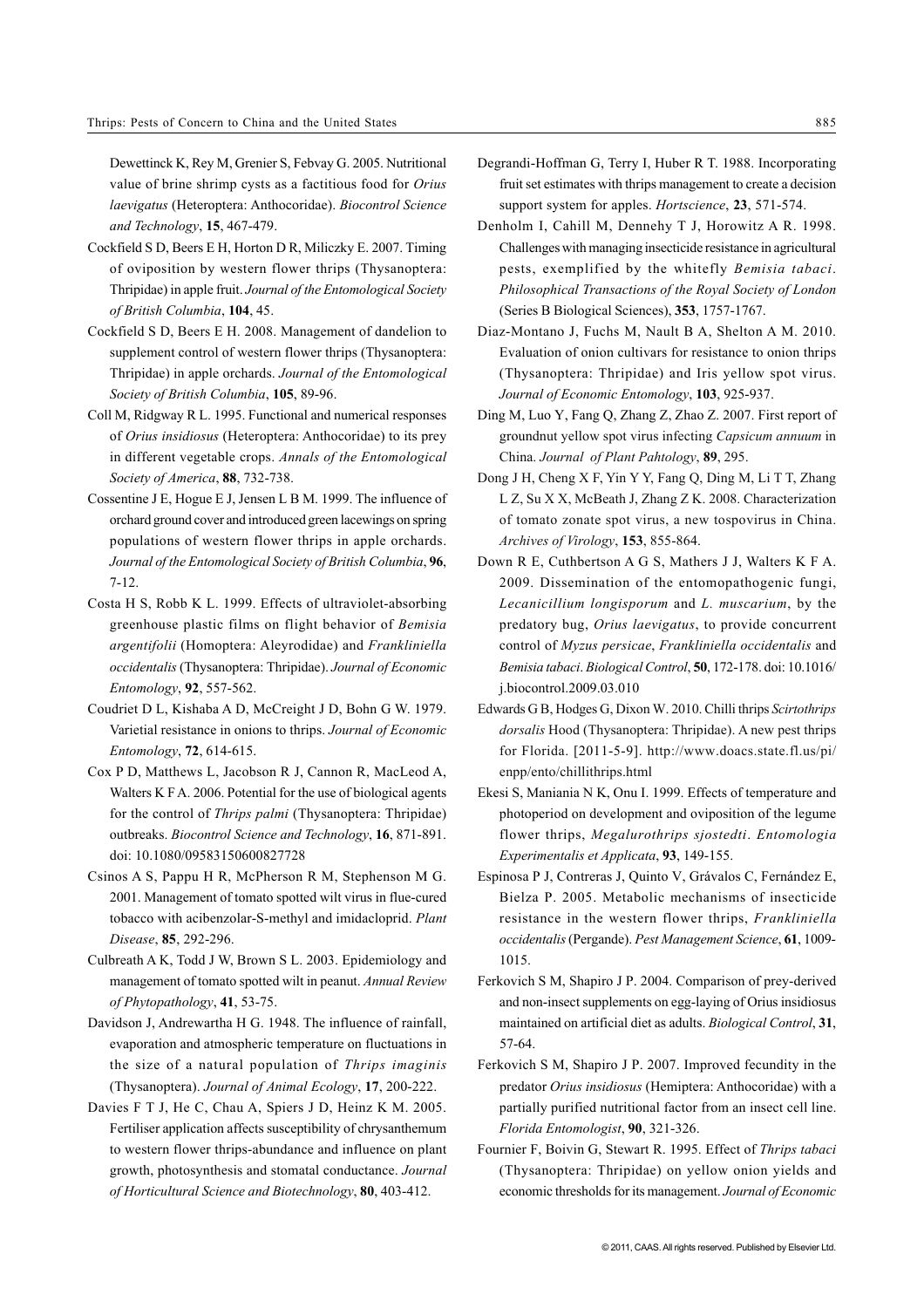Dewettinck K, Rey M, Grenier S, Febvay G. 2005. Nutritional value of brine shrimp cysts as a factitious food for *Orius laevigatus* (Heteroptera: Anthocoridae). *Biocontrol Science and Technology*, **15**, 467-479.

Cockfield S D, Beers E H, Horton D R, Miliczky E. 2007. Timing of oviposition by western flower thrips (Thysanoptera: Thripidae) in apple fruit. *Journal of the Entomological Society of British Columbia*, **104**, 45.

Cockfield S D, Beers E H. 2008. Management of dandelion to supplement control of western flower thrips (Thysanoptera: Thripidae) in apple orchards. *Journal of the Entomological Society of British Columbia*, **105**, 89-96.

Coll M, Ridgway R L. 1995. Functional and numerical responses of *Orius insidiosus* (Heteroptera: Anthocoridae) to its prey in different vegetable crops. *Annals of the Entomological Society of America*, **88**, 732-738.

Cossentine J E, Hogue E J, Jensen L B M. 1999. The influence of orchard ground cover and introduced green lacewings on spring populations of western flower thrips in apple orchards. *Journal of the Entomological Society of British Columbia*, **96**, 7-12.

Costa H S, Robb K L. 1999. Effects of ultraviolet-absorbing greenhouse plastic films on flight behavior of *Bemisia argentifolii* (Homoptera: Aleyrodidae) and *Frankliniella occidentalis* (Thysanoptera: Thripidae). *Journal of Economic Entomology*, **92**, 557-562.

Coudriet D L, Kishaba A D, McCreight J D, Bohn G W. 1979. Varietial resistance in onions to thrips. *Journal of Economic Entomology*, **72**, 614-615.

Cox P D, Matthews L, Jacobson R J, Cannon R, MacLeod A, Walters K F A. 2006. Potential for the use of biological agents for the control of *Thrips palmi* (Thysanoptera: Thripidae) outbreaks. *Biocontrol Science and Technology*, **16**, 871-891. doi: 10.1080/09583150600827728

Csinos A S, Pappu H R, McPherson R M, Stephenson M G. 2001. Management of tomato spotted wilt virus in flue-cured tobacco with acibenzolar-S-methyl and imidacloprid. *Plant Disease*, **85**, 292-296.

Culbreath A K, Todd J W, Brown S L. 2003. Epidemiology and management of tomato spotted wilt in peanut. *Annual Review of Phytopathology*, **41**, 53-75.

Davidson J, Andrewartha H G. 1948. The influence of rainfall, evaporation and atmospheric temperature on fluctuations in the size of a natural population of *Thrips imaginis* (Thysanoptera). *Journal of Animal Ecology*, **17**, 200-222.

Davies F T J, He C, Chau A, Spiers J D, Heinz K M. 2005. Fertiliser application affects susceptibility of chrysanthemum to western flower thrips-abundance and influence on plant growth, photosynthesis and stomatal conductance. *Journal of Horticultural Science and Biotechnology*, **80**, 403-412.

Degrandi-Hoffman G, Terry I, Huber R T. 1988. Incorporating fruit set estimates with thrips management to create a decision support system for apples. *Hortscience*, **23**, 571-574.

Denholm I, Cahill M, Dennehy T J, Horowitz A R. 1998. Challenges with managing insecticide resistance in agricultural pests, exemplified by the whitefly *Bemisia tabaci*. *Philosophical Transactions of the Royal Society of London* (Series B Biological Sciences), **353**, 1757-1767.

Diaz-Montano J, Fuchs M, Nault B A, Shelton A M. 2010. Evaluation of onion cultivars for resistance to onion thrips (Thysanoptera: Thripidae) and Iris yellow spot virus. *Journal of Economic Entomology*, **103**, 925-937.

Ding M, Luo Y, Fang Q, Zhang Z, Zhao Z. 2007. First report of groundnut yellow spot virus infecting *Capsicum annuum* in China. *Journal of Plant Pahtology*, **89**, 295.

Dong J H, Cheng X F, Yin Y Y, Fang Q, Ding M, Li T T, Zhang L Z, Su X X, McBeath J, Zhang Z K. 2008. Characterization of tomato zonate spot virus, a new tospovirus in China. *Archives of Virology*, **153**, 855-864.

Down R E, Cuthbertson A G S, Mathers J J, Walters K F A. 2009. Dissemination of the entomopathogenic fungi, *Lecanicillium longisporum* and *L. muscarium*, by the predatory bug, *Orius laevigatus*, to provide concurrent control of *Myzus persicae*, *Frankliniella occidentalis* and *Bemisia tabaci*. *Biological Control*, **50**, 172-178. doi: 10.1016/j.biocontrol.2009.03.010

Edwards G B, Hodges G, Dixon W. 2010. Chilli thrips *Scirtothrips dorsalis* Hood (Thysanoptera: Thripidae). A new pest thrips for Florida. [2011-5-9]. http://www.doacs.state.fl.us/pi/enpp/ento/chillithrips.html

Ekesi S, Maniania N K, Onu I. 1999. Effects of temperature and photoperiod on development and oviposition of the legume flower thrips, *Megalurothrips sjostedti*. *Entomologia Experimentalis et Applicata*, **93**, 149-155.

Espinosa P J, Contreras J, Quinto V, Grávalos C, Fernández E, Bielza P. 2005. Metabolic mechanisms of insecticide resistance in the western flower thrips, *Frankliniella occidentalis* (Pergande). *Pest Management Science*, **61**, 1009-1015.

Ferkovich S M, Shapiro J P. 2004. Comparison of prey-derived and non-insect supplements on egg-laying of Orius insidiosus maintained on artificial diet as adults. *Biological Control*, **31**, 57-64.

Ferkovich S M, Shapiro J P. 2007. Improved fecundity in the predator *Orius insidiosus* (Hemiptera: Anthocoridae) with a partially purified nutritional factor from an insect cell line. *Florida Entomologist*, **90**, 321-326.

Fournier F, Boivin G, Stewart R. 1995. Effect of *Thrips tabaci* (Thysanoptera: Thripidae) on yellow onion yields and economic thresholds for its management. *Journal of Economic*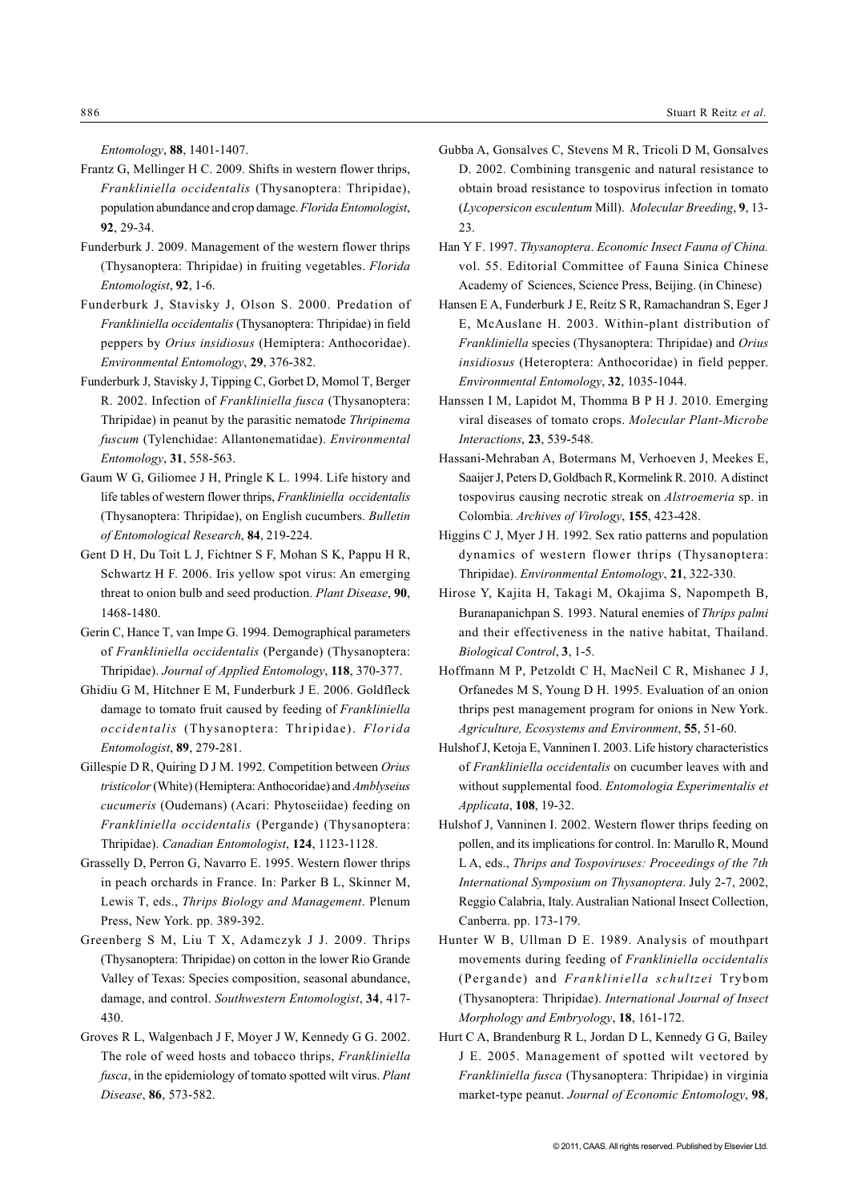*Entomology*, **88**, 1401-1407.

Frantz G, Mellinger H C. 2009. Shifts in western flower thrips, *Frankliniella occidentalis* (Thysanoptera: Thripidae), population abundance and crop damage. *Florida Entomologist*, **92**, 29-34.

Funderburk J. 2009. Management of the western flower thrips (Thysanoptera: Thripidae) in fruiting vegetables. *Florida Entomologist*, **92**, 1-6.

Funderburk J, Stavisky J, Olson S. 2000. Predation of *Frankliniella occidentalis* (Thysanoptera: Thripidae) in field peppers by *Orius insidiosus* (Hemiptera: Anthocoridae). *Environmental Entomology*, **29**, 376-382.

Funderburk J, Stavisky J, Tipping C, Gorbet D, Momol T, Berger R. 2002. Infection of *Frankliniella fusca* (Thysanoptera: Thripidae) in peanut by the parasitic nematode *Thripinema fuscum* (Tylenchidae: Allantonematidae). *Environmental Entomology*, **31**, 558-563.

Gaum W G, Giliomee J H, Pringle K L. 1994. Life history and life tables of western flower thrips, *Frankliniella occidentalis* (Thysanoptera: Thripidae), on English cucumbers. *Bulletin of Entomological Research*, **84**, 219-224.

Gent D H, Du Toit L J, Fichtner S F, Mohan S K, Pappu H R, Schwartz H F. 2006. Iris yellow spot virus: An emerging threat to onion bulb and seed production. *Plant Disease*, **90**, 1468-1480.

Gerin C, Hance T, van Impe G. 1994. Demographical parameters of *Frankliniella occidentalis* (Pergande) (Thysanoptera: Thripidae). *Journal of Applied Entomology*, **118**, 370-377.

Ghidiu G M, Hitchner E M, Funderburk J E. 2006. Goldfleck damage to tomato fruit caused by feeding of *Frankliniella occidentalis* (Thysanoptera: Thripidae). *Florida Entomologist*, **89**, 279-281.

Gillespie D R, Quiring D J M. 1992. Competition between *Orius tristicolor* (White) (Hemiptera: Anthocoridae) and *Amblyseius cucumeris* (Oudemans) (Acari: Phytoseiidae) feeding on *Frankliniella occidentalis* (Pergande) (Thysanoptera: Thripidae). *Canadian Entomologist*, **124**, 1123-1128.

Grasselly D, Perron G, Navarro E. 1995. Western flower thrips in peach orchards in France. In: Parker B L, Skinner M, Lewis T, eds., *Thrips Biology and Management*. Plenum Press, New York. pp. 389-392.

Greenberg S M, Liu T X, Adamczyk J J. 2009. Thrips (Thysanoptera: Thripidae) on cotton in the lower Rio Grande Valley of Texas: Species composition, seasonal abundance, damage, and control. *Southwestern Entomologist*, **34**, 417-430.

Groves R L, Walgenbach J F, Moyer J W, Kennedy G G. 2002. The role of weed hosts and tobacco thrips, *Frankliniella fusca*, in the epidemiology of tomato spotted wilt virus. *Plant Disease*, **86**, 573-582.

Gubba A, Gonsalves C, Stevens M R, Tricoli D M, Gonsalves D. 2002. Combining transgenic and natural resistance to obtain broad resistance to tospovirus infection in tomato (*Lycopersicon esculentum* Mill). *Molecular Breeding*, **9**, 13-23.

Han Y F. 1997. *Thysanoptera*. *Economic Insect Fauna of China.* vol. 55. Editorial Committee of Fauna Sinica Chinese Academy of Sciences, Science Press, Beijing. (in Chinese)

Hansen E A, Funderburk J E, Reitz S R, Ramachandran S, Eger J E, McAuslane H. 2003. Within-plant distribution of *Frankliniella* species (Thysanoptera: Thripidae) and *Orius insidiosus* (Heteroptera: Anthocoridae) in field pepper. *Environmental Entomology*, **32**, 1035-1044.

Hanssen I M, Lapidot M, Thomma B P H J. 2010. Emerging viral diseases of tomato crops. *Molecular Plant-Microbe Interactions*, **23**, 539-548.

Hassani-Mehraban A, Botermans M, Verhoeven J, Meekes E, Saaijer J, Peters D, Goldbach R, Kormelink R. 2010. A distinct tospovirus causing necrotic streak on *Alstroemeria* sp. in Colombia. *Archives of Virology*, **155**, 423-428.

Higgins C J, Myer J H. 1992. Sex ratio patterns and population dynamics of western flower thrips (Thysanoptera: Thripidae). *Environmental Entomology*, **21**, 322-330.

Hirose Y, Kajita H, Takagi M, Okajima S, Napompeth B, Buranapanichpan S. 1993. Natural enemies of *Thrips palmi* and their effectiveness in the native habitat, Thailand. *Biological Control*, **3**, 1-5.

Hoffmann M P, Petzoldt C H, MacNeil C R, Mishanec J J, Orfanedes M S, Young D H. 1995. Evaluation of an onion thrips pest management program for onions in New York. *Agriculture, Ecosystems and Environment*, **55**, 51-60.

Hulshof J, Ketoja E, Vanninen I. 2003. Life history characteristics of *Frankliniella occidentalis* on cucumber leaves with and without supplemental food. *Entomologia Experimentalis et Applicata*, **108**, 19-32.

Hulshof J, Vanninen I. 2002. Western flower thrips feeding on pollen, and its implications for control. In: Marullo R, Mound L A, eds., *Thrips and Tospoviruses: Proceedings of the 7th International Symposium on Thysanoptera*. July 2-7, 2002, Reggio Calabria, Italy. Australian National Insect Collection, Canberra. pp. 173-179.

Hunter W B, Ullman D E. 1989. Analysis of mouthpart movements during feeding of *Frankliniella occidentalis* (Pergande) and *Frankliniella schultzei* Trybom (Thysanoptera: Thripidae). *International Journal of Insect Morphology and Embryology*, **18**, 161-172.

Hurt C A, Brandenburg R L, Jordan D L, Kennedy G G, Bailey J E. 2005. Management of spotted wilt vectored by *Frankliniella fusca* (Thysanoptera: Thripidae) in virginia market-type peanut. *Journal of Economic Entomology*, **98**,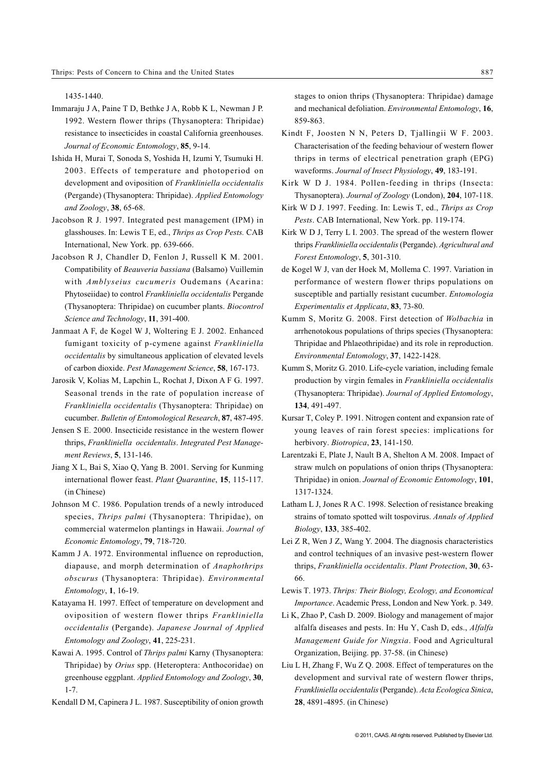1435-1440.

Immaraju J A, Paine T D, Bethke J A, Robb K L, Newman J P. 1992. Western flower thrips (Thysanoptera: Thripidae) resistance to insecticides in coastal California greenhouses. *Journal of Economic Entomology*, **85**, 9-14.

Ishida H, Murai T, Sonoda S, Yoshida H, Izumi Y, Tsumuki H. 2003. Effects of temperature and photoperiod on development and oviposition of *Frankliniella occidentalis* (Pergande) (Thysanoptera: Thripidae). *Applied Entomology and Zoology*, **38**, 65-68.

Jacobson R J. 1997. Integrated pest management (IPM) in glasshouses. In: Lewis T E, ed., *Thrips as Crop Pests.* CAB International, New York. pp. 639-666.

Jacobson R J, Chandler D, Fenlon J, Russell K M. 2001. Compatibility of *Beauveria bassiana* (Balsamo) Vuillemin with *Amblyseius cucumeris* Oudemans (Acarina: Phytoseiidae) to control *Frankliniella occidentalis* Pergande (Thysanoptera: Thripidae) on cucumber plants. *Biocontrol Science and Technology*, **11**, 391-400.

Janmaat A F, de Kogel W J, Woltering E J. 2002. Enhanced fumigant toxicity of p-cymene against *Frankliniella occidentalis* by simultaneous application of elevated levels of carbon dioxide. *Pest Management Science*, **58**, 167-173.

Jarosik V, Kolias M, Lapchin L, Rochat J, Dixon A F G. 1997. Seasonal trends in the rate of population increase of *Frankliniella occidentalis* (Thysanoptera: Thripidae) on cucumber. *Bulletin of Entomological Research*, **87**, 487-495.

Jensen S E. 2000. Insecticide resistance in the western flower thrips, *Frankliniella occidentalis*. *Integrated Pest Management Reviews*, **5**, 131-146.

Jiang X L, Bai S, Xiao Q, Yang B. 2001. Serving for Kunming international flower feast. *Plant Quarantine*, **15**, 115-117. (in Chinese)

Johnson M C. 1986. Population trends of a newly introduced species, *Thrips palmi* (Thysanoptera: Thripidae), on commercial watermelon plantings in Hawaii. *Journal of Economic Entomology*, **79**, 718-720.

Kamm J A. 1972. Environmental influence on reproduction, diapause, and morph determination of *Anaphothrips obscurus* (Thysanoptera: Thripidae). *Environmental Entomology*, **1**, 16-19.

Katayama H. 1997. Effect of temperature on development and oviposition of western flower thrips *Frankliniella occidentalis* (Pergande). *Japanese Journal of Applied Entomology and Zoology*, **41**, 225-231.

Kawai A. 1995. Control of *Thrips palmi* Karny (Thysanoptera: Thripidae) by *Orius* spp. (Heteroptera: Anthocoridae) on greenhouse eggplant. *Applied Entomology and Zoology*, **30**, 1-7.

Kendall D M, Capinera J L. 1987. Susceptibility of onion growth stages to onion thrips (Thysanoptera: Thripidae) damage and mechanical defoliation. *Environmental Entomology*, **16**, 859-863.

Kindt F, Joosten N N, Peters D, Tjallingii W F. 2003. Characterisation of the feeding behaviour of western flower thrips in terms of electrical penetration graph (EPG) waveforms. *Journal of Insect Physiology*, **49**, 183-191.

Kirk W D J. 1984. Pollen-feeding in thrips (Insecta: Thysanoptera). *Journal of Zoology* (London), **204**, 107-118.

Kirk W D J. 1997. Feeding. In: Lewis T, ed., *Thrips as Crop Pests*. CAB International, New York. pp. 119-174.

Kirk W D J, Terry L I. 2003. The spread of the western flower thrips *Frankliniella occidentalis* (Pergande). *Agricultural and Forest Entomology*, **5**, 301-310.

de Kogel W J, van der Hoek M, Mollema C. 1997. Variation in performance of western flower thrips populations on susceptible and partially resistant cucumber. *Entomologia Experimentalis et Applicata*, **83**, 73-80.

Kumm S, Moritz G. 2008. First detection of *Wolbachia* in arrhenotokous populations of thrips species (Thysanoptera: Thripidae and Phlaeothripidae) and its role in reproduction. *Environmental Entomology*, **37**, 1422-1428.

Kumm S, Moritz G. 2010. Life-cycle variation, including female production by virgin females in *Frankliniella occidentalis* (Thysanoptera: Thripidae). *Journal of Applied Entomology*, **134**, 491-497.

Kursar T, Coley P. 1991. Nitrogen content and expansion rate of young leaves of rain forest species: implications for herbivory. *Biotropica*, **23**, 141-150.

Larentzaki E, Plate J, Nault B A, Shelton A M. 2008. Impact of straw mulch on populations of onion thrips (Thysanoptera: Thripidae) in onion. *Journal of Economic Entomology*, **101**, 1317-1324.

Latham L J, Jones R A C. 1998. Selection of resistance breaking strains of tomato spotted wilt tospovirus. *Annals of Applied Biology*, **133**, 385-402.

Lei Z R, Wen J Z, Wang Y. 2004. The diagnosis characteristics and control techniques of an invasive pest-western flower thrips, *Frankliniella occidentalis*. *Plant Protection*, **30**, 63-66.

Lewis T. 1973. *Thrips: Their Biology, Ecology, and Economical Importance*. Academic Press, London and New York. p. 349.

Li K, Zhao P, Cash D. 2009. Biology and management of major alfalfa diseases and pests. In: Hu Y, Cash D, eds., *Alfalfa Management Guide for Ningxia*. Food and Agricultural Organization, Beijing. pp. 37-58. (in Chinese)

Liu L H, Zhang F, Wu Z Q. 2008. Effect of temperatures on the development and survival rate of western flower thrips, *Frankliniella occidentalis* (Pergande). *Acta Ecologica Sinica*, **28**, 4891-4895. (in Chinese)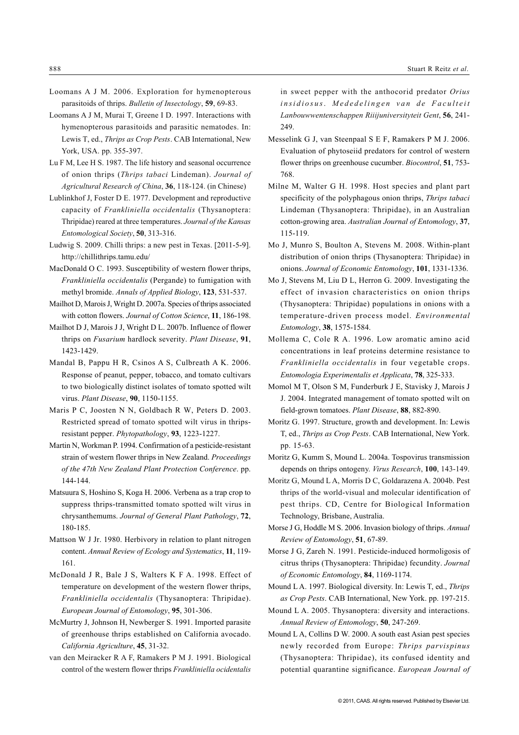Loomans A J M. 2006. Exploration for hymenopterous parasitoids of thrips. *Bulletin of Insectology*, **59**, 69-83.

Loomans A J M, Murai T, Greene I D. 1997. Interactions with hymenopterous parasitoids and parasitic nematodes. In: Lewis T, ed., *Thrips as Crop Pests*. CAB International, New York, USA. pp. 355-397.

Lu F M, Lee H S. 1987. The life history and seasonal occurrence of onion thrips (*Thrips tabaci* Lindeman). *Journal of Agricultural Research of China*, **36**, 118-124. (in Chinese)

Lublinkhof J, Foster D E. 1977. Development and reproductive capacity of *Frankliniella occidentalis* (Thysanoptera: Thripidae) reared at three temperatures. *Journal of the Kansas Entomological Society*, **50**, 313-316.

Ludwig S. 2009. Chilli thrips: a new pest in Texas. [2011-5-9]. http://chillithrips.tamu.edu/

MacDonald O C. 1993. Susceptibility of western flower thrips, *Frankliniella occidentalis* (Pergande) to fumigation with methyl bromide. *Annals of Applied Biology*, **123**, 531-537.

Mailhot D, Marois J, Wright D. 2007a. Species of thrips associated with cotton flowers. *Journal of Cotton Science*, **11**, 186-198.

Mailhot D J, Marois J J, Wright D L. 2007b. Influence of flower thrips on *Fusarium* hardlock severity. *Plant Disease*, **91**, 1423-1429.

Mandal B, Pappu H R, Csinos A S, Culbreath A K. 2006. Response of peanut, pepper, tobacco, and tomato cultivars to two biologically distinct isolates of tomato spotted wilt virus. *Plant Disease*, **90**, 1150-1155.

Maris P C, Joosten N N, Goldbach R W, Peters D. 2003. Restricted spread of tomato spotted wilt virus in thrips-resistant pepper. *Phytopathology*, **93**, 1223-1227.

Martin N, Workman P. 1994. Confirmation of a pesticide-resistant strain of western flower thrips in New Zealand. *Proceedings of the 47th New Zealand Plant Protection Conference*. pp. 144-144.

Matsuura S, Hoshino S, Koga H. 2006. Verbena as a trap crop to suppress thrips-transmitted tomato spotted wilt virus in chrysanthemums. *Journal of General Plant Pathology*, **72**, 180-185.

Mattson W J Jr. 1980. Herbivory in relation to plant nitrogen content. *Annual Review of Ecology and Systematics*, **11**, 119-161.

McDonald J R, Bale J S, Walters K F A. 1998. Effect of temperature on development of the western flower thrips, *Frankliniella occidentalis* (Thysanoptera: Thripidae). *European Journal of Entomology*, **95**, 301-306.

McMurtry J, Johnson H, Newberger S. 1991. Imported parasite of greenhouse thrips established on California avocado. *California Agriculture*, **45**, 31-32.

van den Meiracker R A F, Ramakers P M J. 1991. Biological control of the western flower thrips *Frankliniella ocidentalis* in sweet pepper with the anthocorid predator *Orius insidiosus*. *Mededelingen van de Faculteit Lanbouwwentenschappen Riiijuniversityteit Gent*, **56**, 241-249.

Messelink G J, van Steenpaal S E F, Ramakers P M J. 2006. Evaluation of phytoseiid predators for control of western flower thrips on greenhouse cucumber. *Biocontrol*, **51**, 753-768.

Milne M, Walter G H. 1998. Host species and plant part specificity of the polyphagous onion thrips, *Thrips tabaci* Lindeman (Thysanoptera: Thripidae), in an Australian cotton-growing area. *Australian Journal of Entomology*, **37**, 115-119.

Mo J, Munro S, Boulton A, Stevens M. 2008. Within-plant distribution of onion thrips (Thysanoptera: Thripidae) in onions. *Journal of Economic Entomology*, **101**, 1331-1336.

Mo J, Stevens M, Liu D L, Herron G. 2009. Investigating the effect of invasion characteristics on onion thrips (Thysanoptera: Thripidae) populations in onions with a temperature-driven process model. *Environmental Entomology*, **38**, 1575-1584.

Mollema C, Cole R A. 1996. Low aromatic amino acid concentrations in leaf proteins determine resistance to *Frankliniella occidentalis* in four vegetable crops. *Entomologia Experimentalis et Applicata*, **78**, 325-333.

Momol M T, Olson S M, Funderburk J E, Stavisky J, Marois J J. 2004. Integrated management of tomato spotted wilt on field-grown tomatoes. *Plant Disease*, **88**, 882-890.

Moritz G. 1997. Structure, growth and development. In: Lewis T, ed., *Thrips as Crop Pests*. CAB International, New York. pp. 15-63.

Moritz G, Kumm S, Mound L. 2004a. Tospovirus transmission depends on thrips ontogeny. *Virus Research*, **100**, 143-149.

Moritz G, Mound L A, Morris D C, Goldarazena A. 2004b. Pest thrips of the world-visual and molecular identification of pest thrips. CD, Centre for Biological Information Technology, Brisbane, Australia.

Morse J G, Hoddle M S. 2006. Invasion biology of thrips. *Annual Review of Entomology*, **51**, 67-89.

Morse J G, Zareh N. 1991. Pesticide-induced hormoligosis of citrus thrips (Thysanoptera: Thripidae) fecundity. *Journal of Economic Entomology*, **84**, 1169-1174.

Mound L A. 1997. Biological diversity. In: Lewis T, ed., *Thrips as Crop Pests*. CAB International, New York. pp. 197-215.

Mound L A. 2005. Thysanoptera: diversity and interactions. *Annual Review of Entomology*, **50**, 247-269.

Mound L A, Collins D W. 2000. A south east Asian pest species newly recorded from Europe: *Thrips parvispinus* (Thysanoptera: Thripidae), its confused identity and potential quarantine significance. *European Journal of*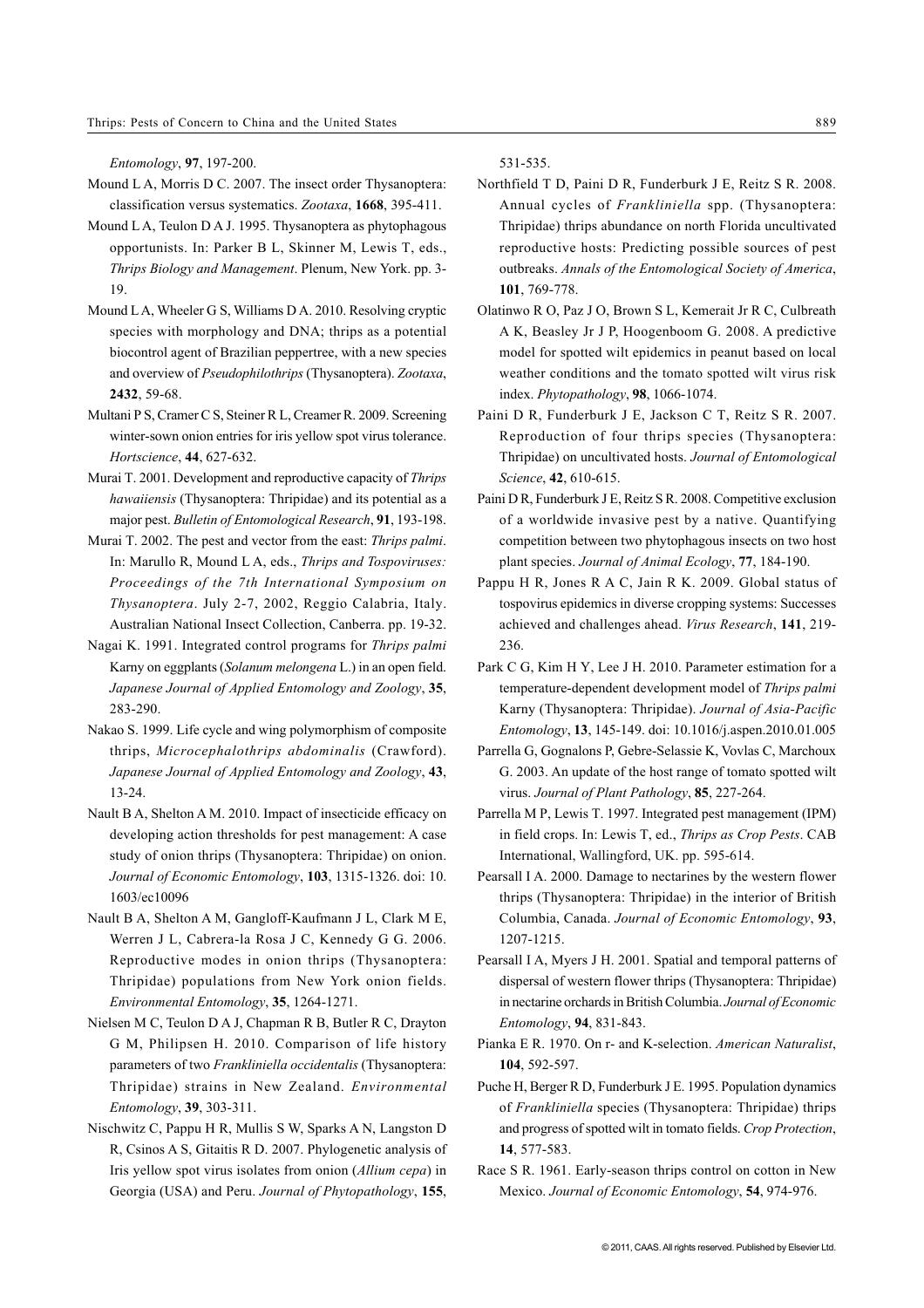*Entomology*, **97**, 197-200.

Mound L A, Morris D C. 2007. The insect order Thysanoptera: classification versus systematics. *Zootaxa*, **1668**, 395-411.

Mound L A, Teulon D A J. 1995. Thysanoptera as phytophagous opportunists. In: Parker B L, Skinner M, Lewis T, eds., *Thrips Biology and Management*. Plenum, New York. pp. 3-19.

Mound L A, Wheeler G S, Williams D A. 2010. Resolving cryptic species with morphology and DNA; thrips as a potential biocontrol agent of Brazilian peppertree, with a new species and overview of *Pseudophilothrips* (Thysanoptera). *Zootaxa*, **2432**, 59-68.

Multani P S, Cramer C S, Steiner R L, Creamer R. 2009. Screening winter-sown onion entries for iris yellow spot virus tolerance. *Hortscience*, **44**, 627-632.

Murai T. 2001. Development and reproductive capacity of *Thrips hawaiiensis* (Thysanoptera: Thripidae) and its potential as a major pest. *Bulletin of Entomological Research*, **91**, 193-198.

Murai T. 2002. The pest and vector from the east: *Thrips palmi*. In: Marullo R, Mound L A, eds., *Thrips and Tospoviruses: Proceedings of the 7th International Symposium on Thysanoptera*. July 2-7, 2002, Reggio Calabria, Italy. Australian National Insect Collection, Canberra. pp. 19-32.

Nagai K. 1991. Integrated control programs for *Thrips palmi* Karny on eggplants (*Solanum melongena* L.) in an open field. *Japanese Journal of Applied Entomology and Zoology*, **35**, 283-290.

Nakao S. 1999. Life cycle and wing polymorphism of composite thrips, *Microcephalothrips abdominalis* (Crawford). *Japanese Journal of Applied Entomology and Zoology*, **43**, 13-24.

Nault B A, Shelton A M. 2010. Impact of insecticide efficacy on developing action thresholds for pest management: A case study of onion thrips (Thysanoptera: Thripidae) on onion. *Journal of Economic Entomology*, **103**, 1315-1326. doi: 10.1603/ec10096

Nault B A, Shelton A M, Gangloff-Kaufmann J L, Clark M E, Werren J L, Cabrera-la Rosa J C, Kennedy G G. 2006. Reproductive modes in onion thrips (Thysanoptera: Thripidae) populations from New York onion fields. *Environmental Entomology*, **35**, 1264-1271.

Nielsen M C, Teulon D A J, Chapman R B, Butler R C, Drayton G M, Philipsen H. 2010. Comparison of life history parameters of two *Frankliniella occidentalis* (Thysanoptera: Thripidae) strains in New Zealand. *Environmental Entomology*, **39**, 303-311.

Nischwitz C, Pappu H R, Mullis S W, Sparks A N, Langston D R, Csinos A S, Gitaitis R D. 2007. Phylogenetic analysis of Iris yellow spot virus isolates from onion (*Allium cepa*) in Georgia (USA) and Peru. *Journal of Phytopathology*, **155**, 531-535.

Northfield T D, Paini D R, Funderburk J E, Reitz S R. 2008. Annual cycles of *Frankliniella* spp. (Thysanoptera: Thripidae) thrips abundance on north Florida uncultivated reproductive hosts: Predicting possible sources of pest outbreaks. *Annals of the Entomological Society of America*, **101**, 769-778.

Olatinwo R O, Paz J O, Brown S L, Kemerait Jr R C, Culbreath A K, Beasley Jr J P, Hoogenboom G. 2008. A predictive model for spotted wilt epidemics in peanut based on local weather conditions and the tomato spotted wilt virus risk index. *Phytopathology*, **98**, 1066-1074.

Paini D R, Funderburk J E, Jackson C T, Reitz S R. 2007. Reproduction of four thrips species (Thysanoptera: Thripidae) on uncultivated hosts. *Journal of Entomological Science*, **42**, 610-615.

Paini D R, Funderburk J E, Reitz S R. 2008. Competitive exclusion of a worldwide invasive pest by a native. Quantifying competition between two phytophagous insects on two host plant species. *Journal of Animal Ecology*, **77**, 184-190.

Pappu H R, Jones R A C, Jain R K. 2009. Global status of tospovirus epidemics in diverse cropping systems: Successes achieved and challenges ahead. *Virus Research*, **141**, 219-236.

Park C G, Kim H Y, Lee J H. 2010. Parameter estimation for a temperature-dependent development model of *Thrips palmi* Karny (Thysanoptera: Thripidae). *Journal of Asia-Pacific Entomology*, **13**, 145-149. doi: 10.1016/j.aspen.2010.01.005

Parrella G, Gognalons P, Gebre-Selassie K, Vovlas C, Marchoux G. 2003. An update of the host range of tomato spotted wilt virus. *Journal of Plant Pathology*, **85**, 227-264.

Parrella M P, Lewis T. 1997. Integrated pest management (IPM) in field crops. In: Lewis T, ed., *Thrips as Crop Pests*. CAB International, Wallingford, UK. pp. 595-614.

Pearsall I A. 2000. Damage to nectarines by the western flower thrips (Thysanoptera: Thripidae) in the interior of British Columbia, Canada. *Journal of Economic Entomology*, **93**, 1207-1215.

Pearsall I A, Myers J H. 2001. Spatial and temporal patterns of dispersal of western flower thrips (Thysanoptera: Thripidae) in nectarine orchards in British Columbia. *Journal of Economic Entomology*, **94**, 831-843.

Pianka E R. 1970. On r- and K-selection. *American Naturalist*, **104**, 592-597.

Puche H, Berger R D, Funderburk J E. 1995. Population dynamics of *Frankliniella* species (Thysanoptera: Thripidae) thrips and progress of spotted wilt in tomato fields. *Crop Protection*, **14**, 577-583.

Race S R. 1961. Early-season thrips control on cotton in New Mexico. *Journal of Economic Entomology*, **54**, 974-976.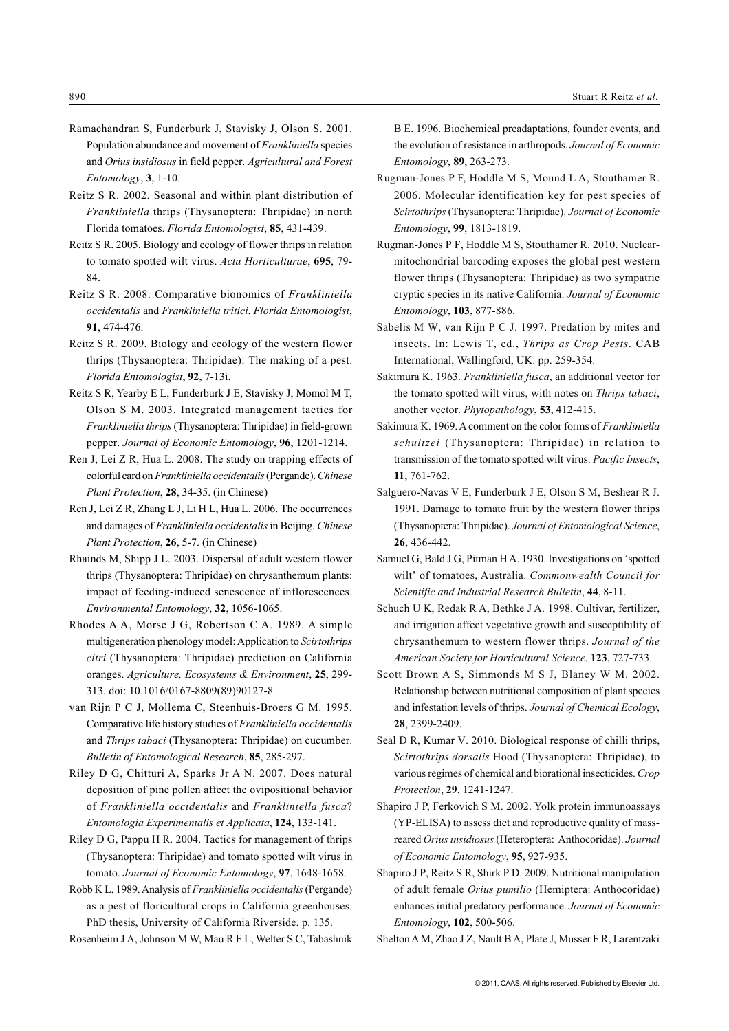Ramachandran S, Funderburk J, Stavisky J, Olson S. 2001. Population abundance and movement of *Frankliniella* species and *Orius insidiosus* in field pepper. *Agricultural and Forest Entomology*, **3**, 1-10.

Reitz S R. 2002. Seasonal and within plant distribution of *Frankliniella* thrips (Thysanoptera: Thripidae) in north Florida tomatoes. *Florida Entomologist*, **85**, 431-439.

Reitz S R. 2005. Biology and ecology of flower thrips in relation to tomato spotted wilt virus. *Acta Horticulturae*, **695**, 79-84.

Reitz S R. 2008. Comparative bionomics of *Frankliniella occidentalis* and *Frankliniella tritici*. *Florida Entomologist*, **91**, 474-476.

Reitz S R. 2009. Biology and ecology of the western flower thrips (Thysanoptera: Thripidae): The making of a pest. *Florida Entomologist*, **92**, 7-13i.

Reitz S R, Yearby E L, Funderburk J E, Stavisky J, Momol M T, Olson S M. 2003. Integrated management tactics for *Frankliniella thrips* (Thysanoptera: Thripidae) in field-grown pepper. *Journal of Economic Entomology*, **96**, 1201-1214.

Ren J, Lei Z R, Hua L. 2008. The study on trapping effects of colorful card on *Frankliniella occidentalis* (Pergande). *Chinese Plant Protection*, **28**, 34-35. (in Chinese)

Ren J, Lei Z R, Zhang L J, Li H L, Hua L. 2006. The occurrences and damages of *Frankliniella occidentalis* in Beijing. *Chinese Plant Protection*, **26**, 5-7. (in Chinese)

Rhainds M, Shipp J L. 2003. Dispersal of adult western flower thrips (Thysanoptera: Thripidae) on chrysanthemum plants: impact of feeding-induced senescence of inflorescences. *Environmental Entomology*, **32**, 1056-1065.

Rhodes A A, Morse J G, Robertson C A. 1989. A simple multigeneration phenology model: Application to *Scirtothrips citri* (Thysanoptera: Thripidae) prediction on California oranges. *Agriculture, Ecosystems & Environment*, **25**, 299-313. doi: 10.1016/0167-8809(89)90127-8

van Rijn P C J, Mollema C, Steenhuis-Broers G M. 1995. Comparative life history studies of *Frankliniella occidentalis* and *Thrips tabaci* (Thysanoptera: Thripidae) on cucumber. *Bulletin of Entomological Research*, **85**, 285-297.

Riley D G, Chitturi A, Sparks Jr A N. 2007. Does natural deposition of pine pollen affect the ovipositional behavior of *Frankliniella occidentalis* and *Frankliniella fusca*? *Entomologia Experimentalis et Applicata*, **124**, 133-141.

Riley D G, Pappu H R. 2004. Tactics for management of thrips (Thysanoptera: Thripidae) and tomato spotted wilt virus in tomato. *Journal of Economic Entomology*, **97**, 1648-1658.

Robb K L. 1989. Analysis of *Frankliniella occidentalis* (Pergande) as a pest of floricultural crops in California greenhouses. PhD thesis, University of California Riverside. p. 135.

Rosenheim J A, Johnson M W, Mau R F L, Welter S C, Tabashnik B E. 1996. Biochemical preadaptations, founder events, and the evolution of resistance in arthropods. *Journal of Economic Entomology*, **89**, 263-273.

Rugman-Jones P F, Hoddle M S, Mound L A, Stouthamer R. 2006. Molecular identification key for pest species of *Scirtothrips* (Thysanoptera: Thripidae). *Journal of Economic Entomology*, **99**, 1813-1819.

Rugman-Jones P F, Hoddle M S, Stouthamer R. 2010. Nuclear-mitochondrial barcoding exposes the global pest western flower thrips (Thysanoptera: Thripidae) as two sympatric cryptic species in its native California. *Journal of Economic Entomology*, **103**, 877-886.

Sabelis M W, van Rijn P C J. 1997. Predation by mites and insects. In: Lewis T, ed., *Thrips as Crop Pests*. CAB International, Wallingford, UK. pp. 259-354.

Sakimura K. 1963. *Frankliniella fusca*, an additional vector for the tomato spotted wilt virus, with notes on *Thrips tabaci*, another vector. *Phytopathology*, **53**, 412-415.

Sakimura K. 1969. A comment on the color forms of *Frankliniella schultzei* (Thysanoptera: Thripidae) in relation to transmission of the tomato spotted wilt virus. *Pacific Insects*, **11**, 761-762.

Salguero-Navas V E, Funderburk J E, Olson S M, Beshear R J. 1991. Damage to tomato fruit by the western flower thrips (Thysanoptera: Thripidae). *Journal of Entomological Science*, **26**, 436-442.

Samuel G, Bald J G, Pitman H A. 1930. Investigations on 'spotted wilt' of tomatoes, Australia. *Commonwealth Council for Scientific and Industrial Research Bulletin*, **44**, 8-11.

Schuch U K, Redak R A, Bethke J A. 1998. Cultivar, fertilizer, and irrigation affect vegetative growth and susceptibility of chrysanthemum to western flower thrips. *Journal of the American Society for Horticultural Science*, **123**, 727-733.

Scott Brown A S, Simmonds M S J, Blaney W M. 2002. Relationship between nutritional composition of plant species and infestation levels of thrips. *Journal of Chemical Ecology*, **28**, 2399-2409.

Seal D R, Kumar V. 2010. Biological response of chilli thrips, *Scirtothrips dorsalis* Hood (Thysanoptera: Thripidae), to various regimes of chemical and biorational insecticides. *Crop Protection*, **29**, 1241-1247.

Shapiro J P, Ferkovich S M. 2002. Yolk protein immunoassays (YP-ELISA) to assess diet and reproductive quality of mass-reared *Orius insidiosus* (Heteroptera: Anthocoridae). *Journal of Economic Entomology*, **95**, 927-935.

Shapiro J P, Reitz S R, Shirk P D. 2009. Nutritional manipulation of adult female *Orius pumilio* (Hemiptera: Anthocoridae) enhances initial predatory performance. *Journal of Economic Entomology*, **102**, 500-506.

Shelton A M, Zhao J Z, Nault B A, Plate J, Musser F R, Larentzaki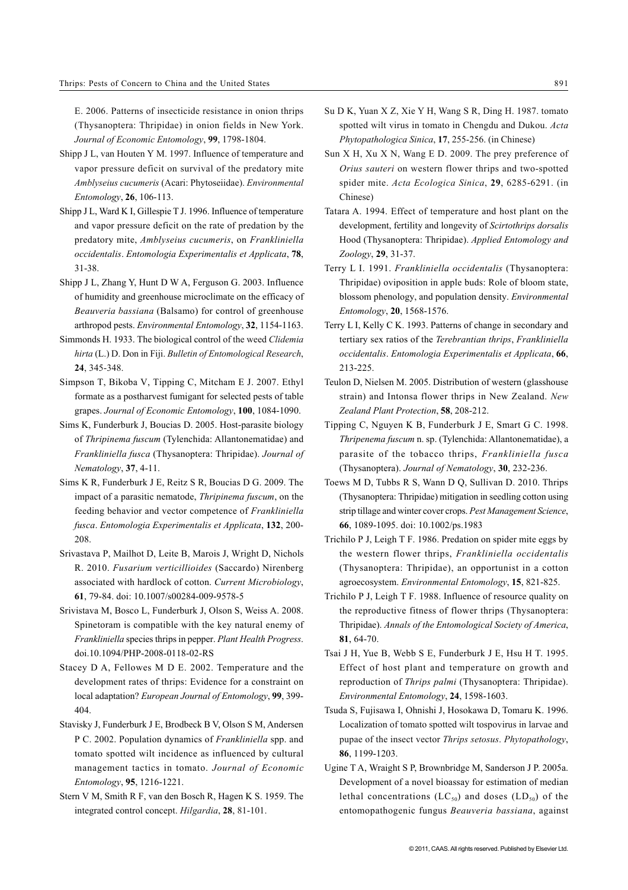E. 2006. Patterns of insecticide resistance in onion thrips (Thysanoptera: Thripidae) in onion fields in New York. *Journal of Economic Entomology*, **99**, 1798-1804.

Shipp J L, van Houten Y M. 1997. Influence of temperature and vapor pressure deficit on survival of the predatory mite *Amblyseius cucumeris* (Acari: Phytoseiidae). *Environmental Entomology*, **26**, 106-113.

Shipp J L, Ward K I, Gillespie T J. 1996. Influence of temperature and vapor pressure deficit on the rate of predation by the predatory mite, *Amblyseius cucumeris*, on *Frankliniella occidentalis*. *Entomologia Experimentalis et Applicata*, **78**, 31-38.

Shipp J L, Zhang Y, Hunt D W A, Ferguson G. 2003. Influence of humidity and greenhouse microclimate on the efficacy of *Beauveria bassiana* (Balsamo) for control of greenhouse arthropod pests. *Environmental Entomology*, **32**, 1154-1163.

Simmonds H. 1933. The biological control of the weed *Clidemia hirta* (L.) D. Don in Fiji. *Bulletin of Entomological Research*, **24**, 345-348.

Simpson T, Bikoba V, Tipping C, Mitcham E J. 2007. Ethyl formate as a postharvest fumigant for selected pests of table grapes. *Journal of Economic Entomology*, **100**, 1084-1090.

Sims K, Funderburk J, Boucias D. 2005. Host-parasite biology of *Thripinema fuscum* (Tylenchida: Allantonematidae) and *Frankliniella fusca* (Thysanoptera: Thripidae). *Journal of Nematology*, **37**, 4-11.

Sims K R, Funderburk J E, Reitz S R, Boucias D G. 2009. The impact of a parasitic nematode, *Thripinema fuscum*, on the feeding behavior and vector competence of *Frankliniella fusca*. *Entomologia Experimentalis et Applicata*, **132**, 200-208.

Srivastava P, Mailhot D, Leite B, Marois J, Wright D, Nichols R. 2010. *Fusarium verticillioides* (Saccardo) Nirenberg associated with hardlock of cotton. *Current Microbiology*, **61**, 79-84. doi: 10.1007/s00284-009-9578-5

Srivistava M, Bosco L, Funderburk J, Olson S, Weiss A. 2008. Spinetoram is compatible with the key natural enemy of *Frankliniella* species thrips in pepper. *Plant Health Progress*. doi.10.1094/PHP-2008-0118-02-RS

Stacey D A, Fellowes M D E. 2002. Temperature and the development rates of thrips: Evidence for a constraint on local adaptation? *European Journal of Entomology*, **99**, 399-404.

Stavisky J, Funderburk J E, Brodbeck B V, Olson S M, Andersen P C. 2002. Population dynamics of *Frankliniella* spp. and tomato spotted wilt incidence as influenced by cultural management tactics in tomato. *Journal of Economic Entomology*, **95**, 1216-1221.

Stern V M, Smith R F, van den Bosch R, Hagen K S. 1959. The integrated control concept. *Hilgardia*, **28**, 81-101.

Su D K, Yuan X Z, Xie Y H, Wang S R, Ding H. 1987. tomato spotted wilt virus in tomato in Chengdu and Dukou. *Acta Phytopathologica Sinica*, **17**, 255-256. (in Chinese)

Sun X H, Xu X N, Wang E D. 2009. The prey preference of *Orius sauteri* on western flower thrips and two-spotted spider mite. *Acta Ecologica Sinica*, **29**, 6285-6291. (in Chinese)

Tatara A. 1994. Effect of temperature and host plant on the development, fertility and longevity of *Scirtothrips dorsalis* Hood (Thysanoptera: Thripidae). *Applied Entomology and Zoology*, **29**, 31-37.

Terry L I. 1991. *Frankliniella occidentalis* (Thysanoptera: Thripidae) oviposition in apple buds: Role of bloom state, blossom phenology, and population density. *Environmental Entomology*, **20**, 1568-1576.

Terry L I, Kelly C K. 1993. Patterns of change in secondary and tertiary sex ratios of the *Terebrantian thrips*, *Frankliniella occidentalis*. *Entomologia Experimentalis et Applicata*, **66**, 213-225.

Teulon D, Nielsen M. 2005. Distribution of western (glasshouse strain) and Intonsa flower thrips in New Zealand. *New Zealand Plant Protection*, **58**, 208-212.

Tipping C, Nguyen K B, Funderburk J E, Smart G C. 1998. *Thripenema fuscum* n. sp. (Tylenchida: Allantonematidae), a parasite of the tobacco thrips, *Frankliniella fusca* (Thysanoptera). *Journal of Nematology*, **30**, 232-236.

Toews M D, Tubbs R S, Wann D Q, Sullivan D. 2010. Thrips (Thysanoptera: Thripidae) mitigation in seedling cotton using strip tillage and winter cover crops. *Pest Management Science*, **66**, 1089-1095. doi: 10.1002/ps.1983

Trichilo P J, Leigh T F. 1986. Predation on spider mite eggs by the western flower thrips, *Frankliniella occidentalis* (Thysanoptera: Thripidae), an opportunist in a cotton agroecosystem. *Environmental Entomology*, **15**, 821-825.

Trichilo P J, Leigh T F. 1988. Influence of resource quality on the reproductive fitness of flower thrips (Thysanoptera: Thripidae). *Annals of the Entomological Society of America*, **81**, 64-70.

Tsai J H, Yue B, Webb S E, Funderburk J E, Hsu H T. 1995. Effect of host plant and temperature on growth and reproduction of *Thrips palmi* (Thysanoptera: Thripidae). *Environmental Entomology*, **24**, 1598-1603.

Tsuda S, Fujisawa I, Ohnishi J, Hosokawa D, Tomaru K. 1996. Localization of tomato spotted wilt tospovirus in larvae and pupae of the insect vector *Thrips setosus*. *Phytopathology*, **86**, 1199-1203.

Ugine T A, Wraight S P, Brownbridge M, Sanderson J P. 2005a. Development of a novel bioassay for estimation of median lethal concentrations ($LC_{50}$) and doses ($LD_{50}$) of the entomopathogenic fungus *Beauveria bassiana*, against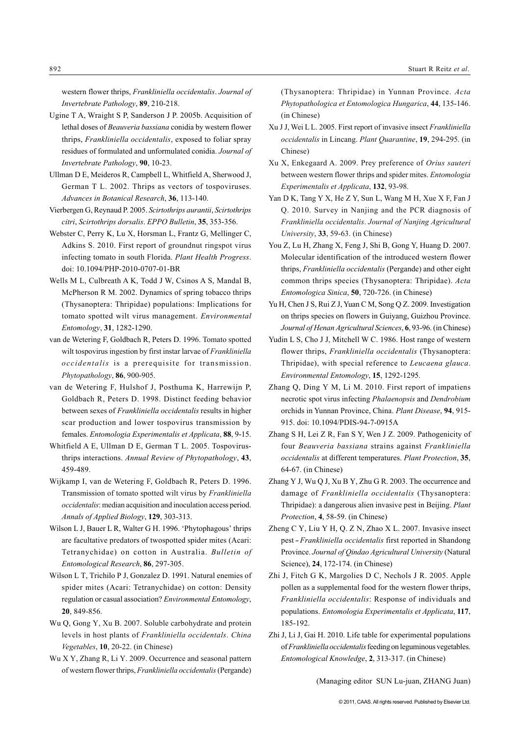western flower thrips, *Frankliniella occidentalis*. *Journal of Invertebrate Pathology*, **89**, 210-218.

Ugine T A, Wraight S P, Sanderson J P. 2005b. Acquisition of lethal doses of *Beauveria bassiana* conidia by western flower thrips, *Frankliniella occidentalis*, exposed to foliar spray residues of formulated and unformulated conidia. *Journal of Invertebrate Pathology*, **90**, 10-23.

Ullman D E, Meideros R, Campbell L, Whitfield A, Sherwood J, German T L. 2002. Thrips as vectors of tospoviruses. *Advances in Botanical Research*, **36**, 113-140.

Vierbergen G, Reynaud P. 2005. *Scirtothrips aurantii*, *Scirtothrips citri*, *Scirtothrips dorsalis*. *EPPO Bulletin*, **35**, 353-356.

Webster C, Perry K, Lu X, Horsman L, Frantz G, Mellinger C, Adkins S. 2010. First report of groundnut ringspot virus infecting tomato in south Florida. *Plant Health Progress*. doi: 10.1094/PHP-2010-0707-01-BR

Wells M L, Culbreath A K, Todd J W, Csinos A S, Mandal B, McPherson R M. 2002. Dynamics of spring tobacco thrips (Thysanoptera: Thripidae) populations: Implications for tomato spotted wilt virus management. *Environmental Entomology*, **31**, 1282-1290.

van de Wetering F, Goldbach R, Peters D. 1996. Tomato spotted wilt tospovirus ingestion by first instar larvae of *Frankliniella occidentalis* is a prerequisite for transmission. *Phytopathology*, **86**, 900-905.

van de Wetering F, Hulshof J, Posthuma K, Harrewijn P, Goldbach R, Peters D. 1998. Distinct feeding behavior between sexes of *Frankliniella occidentalis* results in higher scar production and lower tospovirus transmission by females. *Entomologia Experimentalis et Applicata*, **88**, 9-15.

Whitfield A E, Ullman D E, German T L. 2005. Tospovirus-thrips interactions. *Annual Review of Phytopathology*, **43**, 459-489.

Wijkamp I, van de Wetering F, Goldbach R, Peters D. 1996. Transmission of tomato spotted wilt virus by *Frankliniella occidentalis*: median acquisition and inoculation access period. *Annals of Applied Biology*, **129**, 303-313.

Wilson L J, Bauer L R, Walter G H. 1996. 'Phytophagous' thrips are facultative predators of twospotted spider mites (Acari: Tetranychidae) on cotton in Australia. *Bulletin of Entomological Research*, **86**, 297-305.

Wilson L T, Trichilo P J, Gonzalez D. 1991. Natural enemies of spider mites (Acari: Tetranychidae) on cotton: Density regulation or casual association? *Environmental Entomology*, **20**, 849-856.

Wu Q, Gong Y, Xu B. 2007. Soluble carbohydrate and protein levels in host plants of *Frankliniella occidentals*. *China Vegetables*, **10**, 20-22. (in Chinese)

Wu X Y, Zhang R, Li Y. 2009. Occurrence and seasonal pattern of western flower thrips, *Frankliniella occidentalis* (Pergande) (Thysanoptera: Thripidae) in Yunnan Province. *Acta Phytopathologica et Entomologica Hungarica*, **44**, 135-146. (in Chinese)

Xu J J, Wei L L. 2005. First report of invasive insect *Frankliniella occidentalis* in Lincang. *Plant Quarantine*, **19**, 294-295. (in Chinese)

Xu X, Enkegaard A. 2009. Prey preference of *Orius sauteri* between western flower thrips and spider mites. *Entomologia Experimentalis et Applicata*, **132**, 93-98.

Yan D K, Tang Y X, He Z Y, Sun L, Wang M H, Xue X F, Fan J Q. 2010. Survey in Nanjing and the PCR diagnosis of *Frankliniella occidentalis*. *Journal of Nanjing Agricultural University*, **33**, 59-63. (in Chinese)

You Z, Lu H, Zhang X, Feng J, Shi B, Gong Y, Huang D. 2007. Molecular identification of the introduced western flower thrips, *Frankliniella occidentalis* (Pergande) and other eight common thrips species (Thysanoptera: Thripidae). *Acta Entomologica Sinica*, **50**, 720-726. (in Chinese)

Yu H, Chen J S, Rui Z J, Yuan C M, Song Q Z. 2009. Investigation on thrips species on flowers in Guiyang, Guizhou Province. *Journal of Henan Agricultural Sciences*, **6**, 93-96. (in Chinese)

Yudin L S, Cho J J, Mitchell W C. 1986. Host range of western flower thrips, *Frankliniella occidentalis* (Thysanoptera: Thripidae), with special reference to *Leucaena glauca*. *Environmental Entomology*, **15**, 1292-1295.

Zhang Q, Ding Y M, Li M. 2010. First report of impatiens necrotic spot virus infecting *Phalaenopsis* and *Dendrobium* orchids in Yunnan Province, China. *Plant Disease*, **94**, 915-915. doi: 10.1094/PDIS-94-7-0915A

Zhang S H, Lei Z R, Fan S Y, Wen J Z. 2009. Pathogenicity of four *Beauveria bassiana* strains against *Frankliniella occidentalis* at different temperatures. *Plant Protection*, **35**, 64-67. (in Chinese)

Zhang Y J, Wu Q J, Xu B Y, Zhu G R. 2003. The occurrence and damage of *Frankliniella occidentalis* (Thysanoptera: Thripidae): a dangerous alien invasive pest in Beijing. *Plant Protection*, **4**, 58-59. (in Chinese)

Zheng C Y, Liu Y H, Q. Z N, Zhao X L. 2007. Invasive insect pest－*Frankliniella occidentalis* first reported in Shandong Province. *Journal of Qindao Agricultural University* (Natural Science), **24**, 172-174. (in Chinese)

Zhi J, Fitch G K, Margolies D C, Nechols J R. 2005. Apple pollen as a supplemental food for the western flower thrips, *Frankliniella occidentalis*: Response of individuals and populations. *Entomologia Experimentalis et Applicata*, **117**, 185-192.

Zhi J, Li J, Gai H. 2010. Life table for experimental populations of *Frankliniella occidentalis* feeding on leguminous vegetables. *Entomological Knowledge*, **2**, 313-317. (in Chinese)

(Managing editor SUN Lu-juan, ZHANG Juan)

© 2011, CAAS. All rights reserved. Published by Elsevier Ltd.